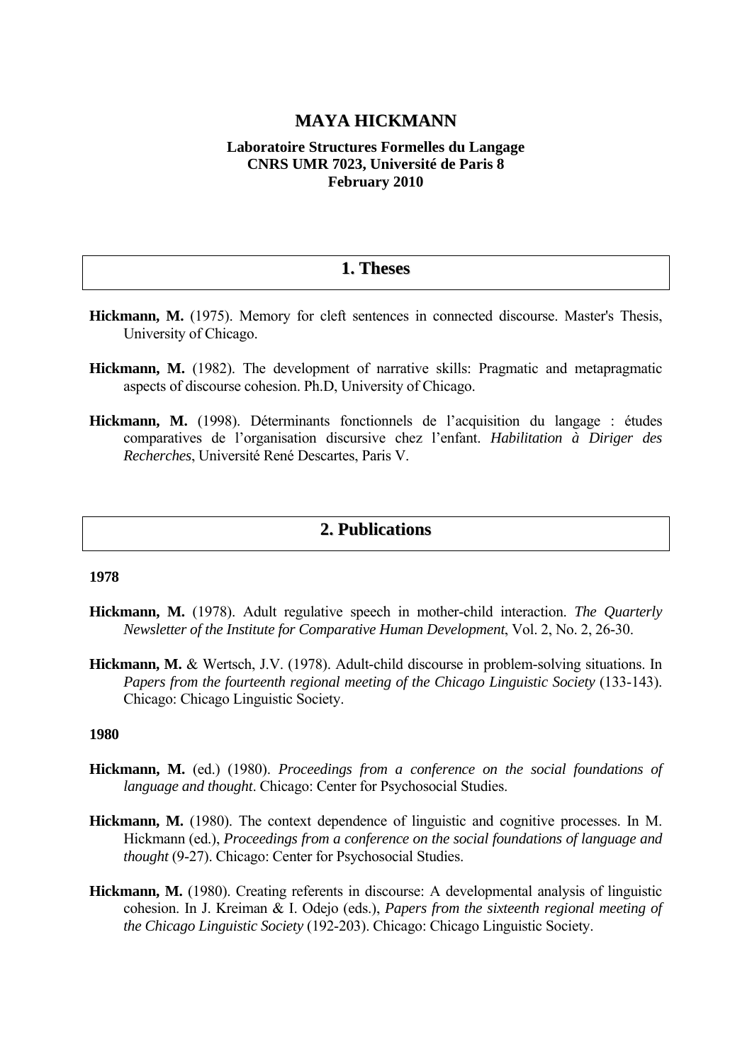# MAYA HICKMANN

**Laboratoire Structures Formelles du Langage**
**CNRS UMR 7023, Université de Paris 8**
**February 2010**

## 1. Theses

**Hickmann, M.** (1975). Memory for cleft sentences in connected discourse. Master's Thesis, University of Chicago.

**Hickmann, M.** (1982). The development of narrative skills: Pragmatic and metapragmatic aspects of discourse cohesion. Ph.D, University of Chicago.

**Hickmann, M.** (1998). Déterminants fonctionnels de l'acquisition du langage : études comparatives de l'organisation discursive chez l'enfant. *Habilitation à Diriger des Recherches*, Université René Descartes, Paris V.

## 2. Publications

**1978**

**Hickmann, M.** (1978). Adult regulative speech in mother-child interaction. *The Quarterly Newsletter of the Institute for Comparative Human Development*, Vol. 2, No. 2, 26-30.

**Hickmann, M.** & Wertsch, J.V. (1978). Adult-child discourse in problem-solving situations. In *Papers from the fourteenth regional meeting of the Chicago Linguistic Society* (133-143). Chicago: Chicago Linguistic Society.

**1980**

**Hickmann, M.** (ed.) (1980). *Proceedings from a conference on the social foundations of language and thought*. Chicago: Center for Psychosocial Studies.

**Hickmann, M.** (1980). The context dependence of linguistic and cognitive processes. In M. Hickmann (ed.), *Proceedings from a conference on the social foundations of language and thought* (9-27). Chicago: Center for Psychosocial Studies.

**Hickmann, M.** (1980). Creating referents in discourse: A developmental analysis of linguistic cohesion. In J. Kreiman & I. Odejo (eds.), *Papers from the sixteenth regional meeting of the Chicago Linguistic Society* (192-203). Chicago: Chicago Linguistic Society.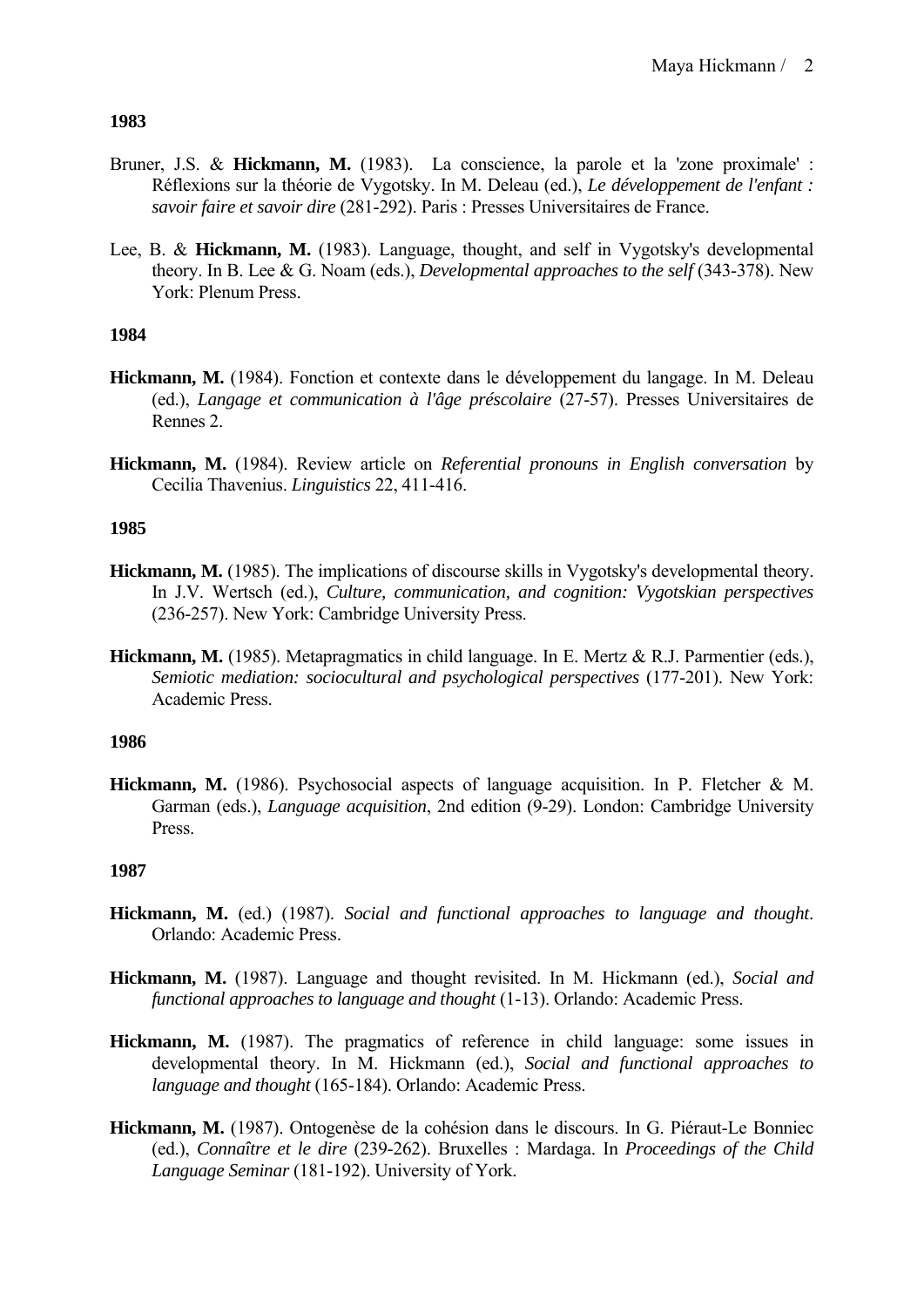**1983**

Bruner, J.S. & **Hickmann, M.** (1983). La conscience, la parole et la 'zone proximale' : Réflexions sur la théorie de Vygotsky. In M. Deleau (ed.), *Le développement de l'enfant : savoir faire et savoir dire* (281-292). Paris : Presses Universitaires de France.

Lee, B. & **Hickmann, M.** (1983). Language, thought, and self in Vygotsky's developmental theory. In B. Lee & G. Noam (eds.), *Developmental approaches to the self* (343-378). New York: Plenum Press.

**1984**

**Hickmann, M.** (1984). Fonction et contexte dans le développement du langage. In M. Deleau (ed.), *Langage et communication à l'âge préscolaire* (27-57). Presses Universitaires de Rennes 2.

**Hickmann, M.** (1984). Review article on *Referential pronouns in English conversation* by Cecilia Thavenius. *Linguistics* 22, 411-416.

**1985**

**Hickmann, M.** (1985). The implications of discourse skills in Vygotsky's developmental theory. In J.V. Wertsch (ed.), *Culture, communication, and cognition: Vygotskian perspectives* (236-257). New York: Cambridge University Press.

**Hickmann, M.** (1985). Metapragmatics in child language. In E. Mertz & R.J. Parmentier (eds.), *Semiotic mediation: sociocultural and psychological perspectives* (177-201). New York: Academic Press.

**1986**

**Hickmann, M.** (1986). Psychosocial aspects of language acquisition. In P. Fletcher & M. Garman (eds.), *Language acquisition*, 2nd edition (9-29). London: Cambridge University Press.

**1987**

**Hickmann, M.** (ed.) (1987). *Social and functional approaches to language and thought*. Orlando: Academic Press.

**Hickmann, M.** (1987). Language and thought revisited. In M. Hickmann (ed.), *Social and functional approaches to language and thought* (1-13). Orlando: Academic Press.

**Hickmann, M.** (1987). The pragmatics of reference in child language: some issues in developmental theory. In M. Hickmann (ed.), *Social and functional approaches to language and thought* (165-184). Orlando: Academic Press.

**Hickmann, M.** (1987). Ontogenèse de la cohésion dans le discours. In G. Piéraut-Le Bonniec (ed.), *Connaître et le dire* (239-262). Bruxelles : Mardaga. In *Proceedings of the Child Language Seminar* (181-192). University of York.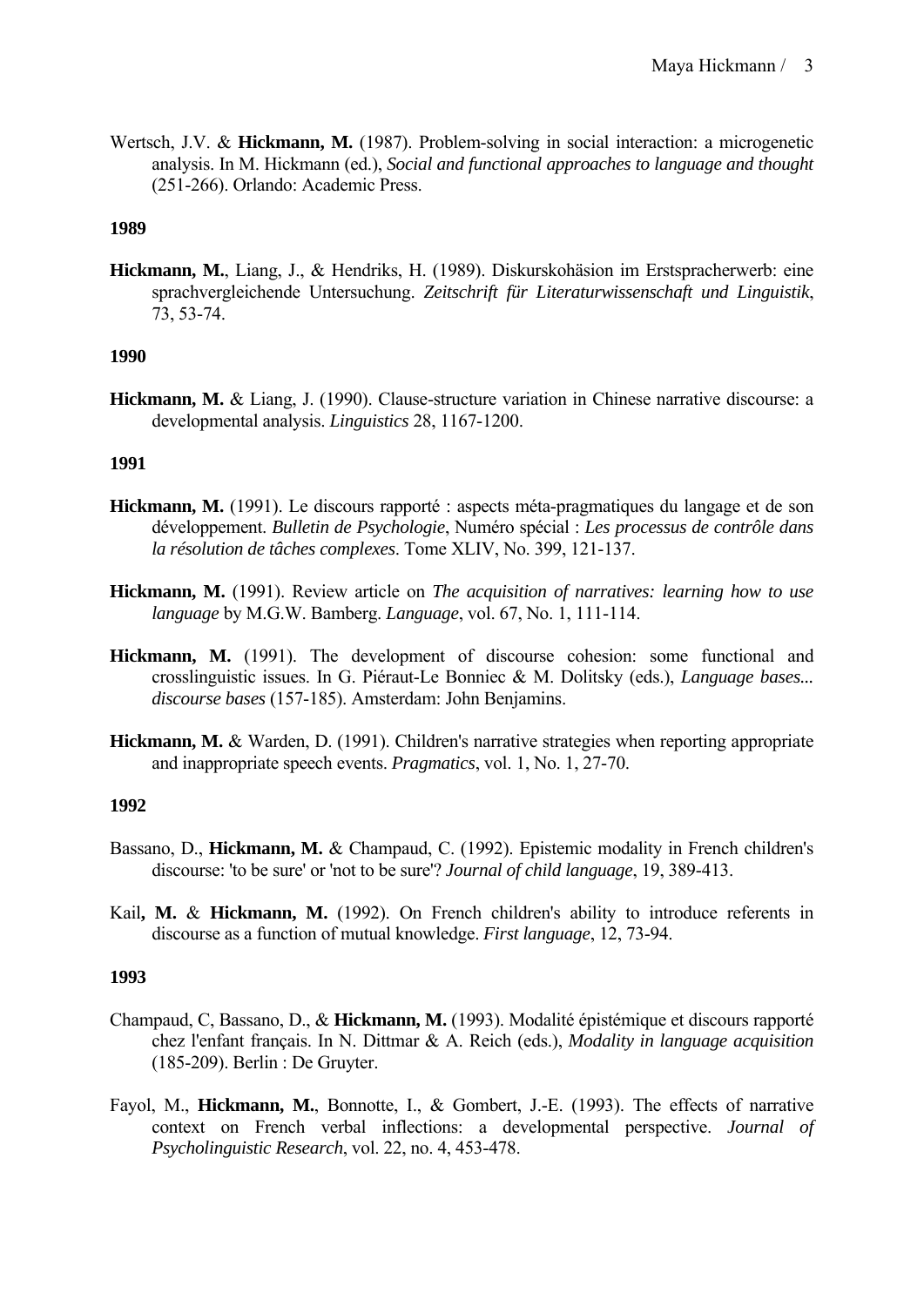Wertsch, J.V. & **Hickmann, M.** (1987). Problem-solving in social interaction: a microgenetic analysis. In M. Hickmann (ed.), *Social and functional approaches to language and thought* (251-266). Orlando: Academic Press.

**1989**

**Hickmann, M.**, Liang, J., & Hendriks, H. (1989). Diskurskohäsion im Erstspracherwerb: eine sprachvergleichende Untersuchung. *Zeitschrift für Literaturwissenschaft und Linguistik*, 73, 53-74.

**1990**

**Hickmann, M.** & Liang, J. (1990). Clause-structure variation in Chinese narrative discourse: a developmental analysis. *Linguistics* 28, 1167-1200.

**1991**

**Hickmann, M.** (1991). Le discours rapporté : aspects méta-pragmatiques du langage et de son développement. *Bulletin de Psychologie*, Numéro spécial : *Les processus de contrôle dans la résolution de tâches complexes*. Tome XLIV, No. 399, 121-137.

**Hickmann, M.** (1991). Review article on *The acquisition of narratives: learning how to use language* by M.G.W. Bamberg. *Language*, vol. 67, No. 1, 111-114.

**Hickmann, M.** (1991). The development of discourse cohesion: some functional and crosslinguistic issues. In G. Piéraut-Le Bonniec & M. Dolitsky (eds.), *Language bases... discourse bases* (157-185). Amsterdam: John Benjamins.

**Hickmann, M.** & Warden, D. (1991). Children's narrative strategies when reporting appropriate and inappropriate speech events. *Pragmatics*, vol. 1, No. 1, 27-70.

**1992**

Bassano, D., **Hickmann, M.** & Champaud, C. (1992). Epistemic modality in French children's discourse: 'to be sure' or 'not to be sure'? *Journal of child language*, 19, 389-413.

Kail**, M.** & **Hickmann, M.** (1992). On French children's ability to introduce referents in discourse as a function of mutual knowledge. *First language*, 12, 73-94.

**1993**

Champaud, C, Bassano, D., & **Hickmann, M.** (1993). Modalité épistémique et discours rapporté chez l'enfant français. In N. Dittmar & A. Reich (eds.), *Modality in language acquisition* (185-209). Berlin : De Gruyter.

Fayol, M., **Hickmann, M.**, Bonnotte, I., & Gombert, J.-E. (1993). The effects of narrative context on French verbal inflections: a developmental perspective. *Journal of Psycholinguistic Research*, vol. 22, no. 4, 453-478.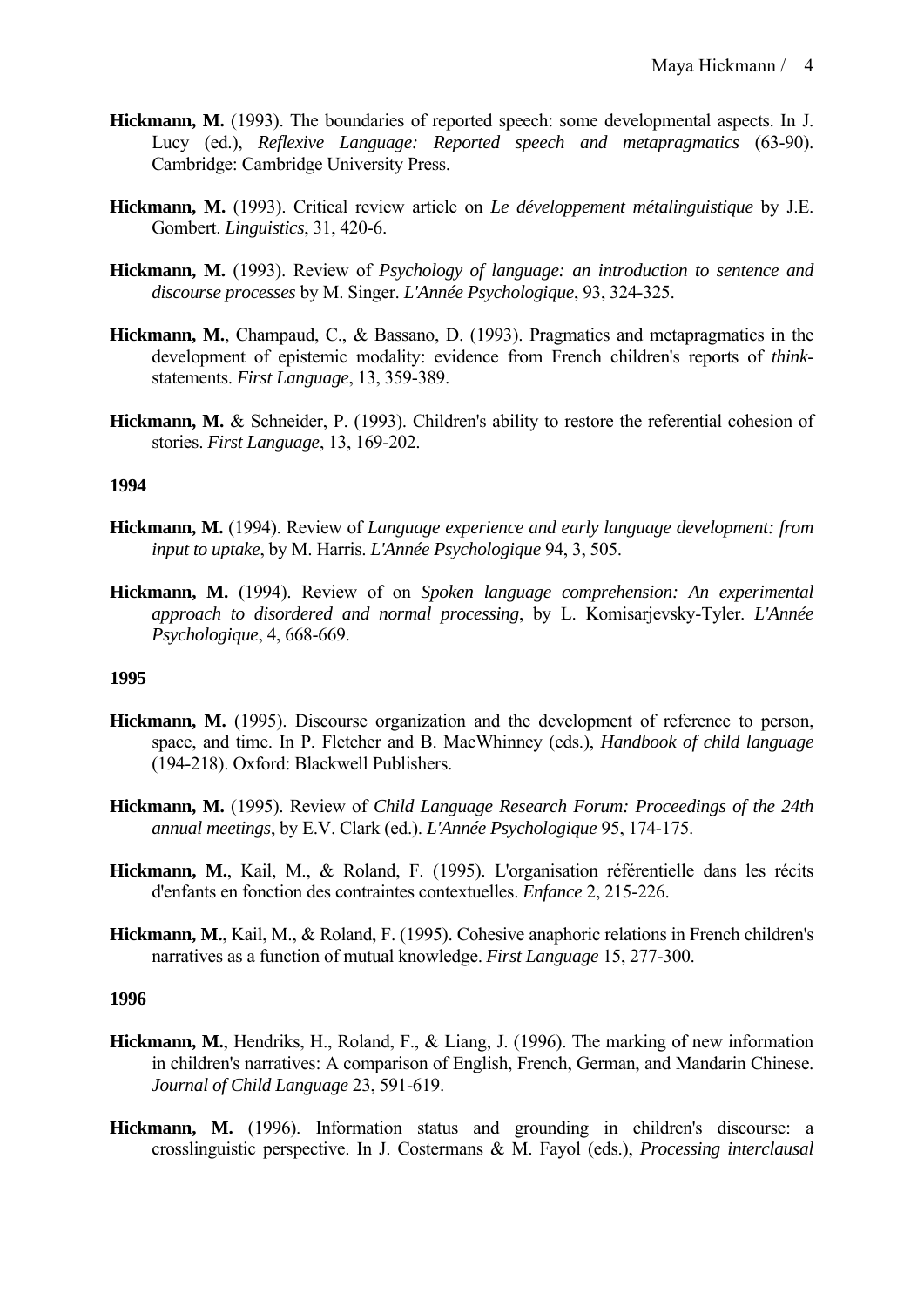**Hickmann, M.** (1993). The boundaries of reported speech: some developmental aspects. In J. Lucy (ed.), *Reflexive Language: Reported speech and metapragmatics* (63-90). Cambridge: Cambridge University Press.

**Hickmann, M.** (1993). Critical review article on *Le développement métalinguistique* by J.E. Gombert. *Linguistics*, 31, 420-6.

**Hickmann, M.** (1993). Review of *Psychology of language: an introduction to sentence and discourse processes* by M. Singer. *L'Année Psychologique*, 93, 324-325.

**Hickmann, M.**, Champaud, C., & Bassano, D. (1993). Pragmatics and metapragmatics in the development of epistemic modality: evidence from French children's reports of *think*-statements. *First Language*, 13, 359-389.

**Hickmann, M.** & Schneider, P. (1993). Children's ability to restore the referential cohesion of stories. *First Language*, 13, 169-202.

**1994**

**Hickmann, M.** (1994). Review of *Language experience and early language development: from input to uptake*, by M. Harris. *L'Année Psychologique* 94, 3, 505.

**Hickmann, M.** (1994). Review of on *Spoken language comprehension: An experimental approach to disordered and normal processing*, by L. Komisarjevsky-Tyler. *L'Année Psychologique*, 4, 668-669.

**1995**

**Hickmann, M.** (1995). Discourse organization and the development of reference to person, space, and time. In P. Fletcher and B. MacWhinney (eds.), *Handbook of child language* (194-218). Oxford: Blackwell Publishers.

**Hickmann, M.** (1995). Review of *Child Language Research Forum: Proceedings of the 24th annual meetings*, by E.V. Clark (ed.). *L'Année Psychologique* 95, 174-175.

**Hickmann, M.**, Kail, M., & Roland, F. (1995). L'organisation référentielle dans les récits d'enfants en fonction des contraintes contextuelles. *Enfance* 2, 215-226.

**Hickmann, M.**, Kail, M., & Roland, F. (1995). Cohesive anaphoric relations in French children's narratives as a function of mutual knowledge. *First Language* 15, 277-300.

**1996**

**Hickmann, M.**, Hendriks, H., Roland, F., & Liang, J. (1996). The marking of new information in children's narratives: A comparison of English, French, German, and Mandarin Chinese. *Journal of Child Language* 23, 591-619.

**Hickmann, M.** (1996). Information status and grounding in children's discourse: a crosslinguistic perspective. In J. Costermans & M. Fayol (eds.), *Processing interclausal*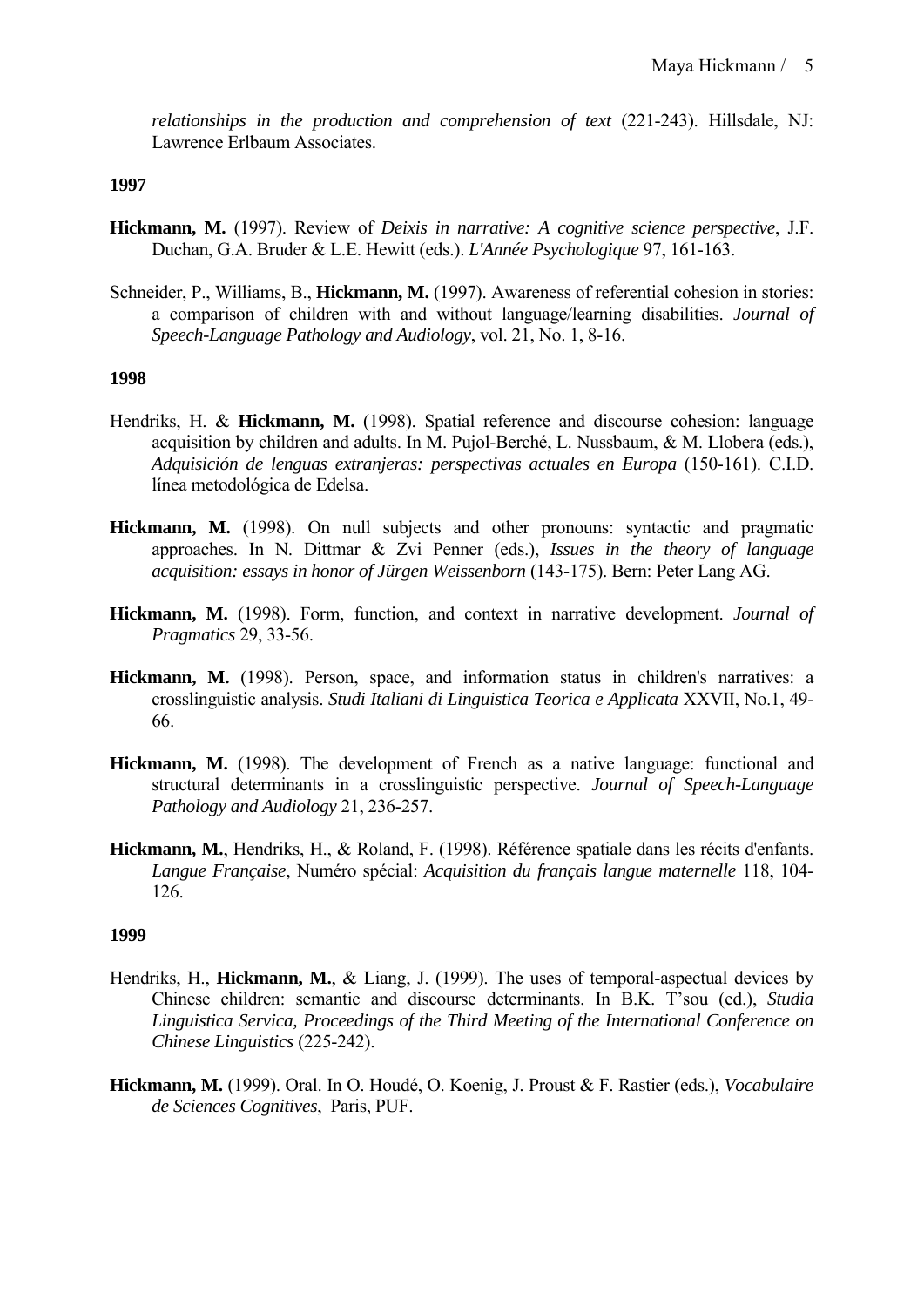*relationships in the production and comprehension of text* (221-243). Hillsdale, NJ: Lawrence Erlbaum Associates.

**1997**

**Hickmann, M.** (1997). Review of *Deixis in narrative: A cognitive science perspective*, J.F. Duchan, G.A. Bruder & L.E. Hewitt (eds.). *L'Année Psychologique* 97, 161-163.

Schneider, P., Williams, B., **Hickmann, M.** (1997). Awareness of referential cohesion in stories: a comparison of children with and without language/learning disabilities. *Journal of Speech-Language Pathology and Audiology*, vol. 21, No. 1, 8-16.

**1998**

Hendriks, H. & **Hickmann, M.** (1998). Spatial reference and discourse cohesion: language acquisition by children and adults. In M. Pujol-Berché, L. Nussbaum, & M. Llobera (eds.), *Adquisición de lenguas extranjeras: perspectivas actuales en Europa* (150-161). C.I.D. línea metodológica de Edelsa.

**Hickmann, M.** (1998). On null subjects and other pronouns: syntactic and pragmatic approaches. In N. Dittmar & Zvi Penner (eds.), *Issues in the theory of language acquisition: essays in honor of Jürgen Weissenborn* (143-175). Bern: Peter Lang AG.

**Hickmann, M.** (1998). Form, function, and context in narrative development. *Journal of Pragmatics* 29, 33-56.

**Hickmann, M.** (1998). Person, space, and information status in children's narratives: a crosslinguistic analysis. *Studi Italiani di Linguistica Teorica e Applicata* XXVII, No.1, 49-66.

**Hickmann, M.** (1998). The development of French as a native language: functional and structural determinants in a crosslinguistic perspective. *Journal of Speech-Language Pathology and Audiology* 21, 236-257.

**Hickmann, M.**, Hendriks, H., & Roland, F. (1998). Référence spatiale dans les récits d'enfants. *Langue Française*, Numéro spécial: *Acquisition du français langue maternelle* 118, 104-126.

**1999**

Hendriks, H., **Hickmann, M.**, & Liang, J. (1999). The uses of temporal-aspectual devices by Chinese children: semantic and discourse determinants. In B.K. T'sou (ed.), *Studia Linguistica Servica, Proceedings of the Third Meeting of the International Conference on Chinese Linguistics* (225-242).

**Hickmann, M.** (1999). Oral. In O. Houdé, O. Koenig, J. Proust & F. Rastier (eds.), *Vocabulaire de Sciences Cognitives*, Paris, PUF.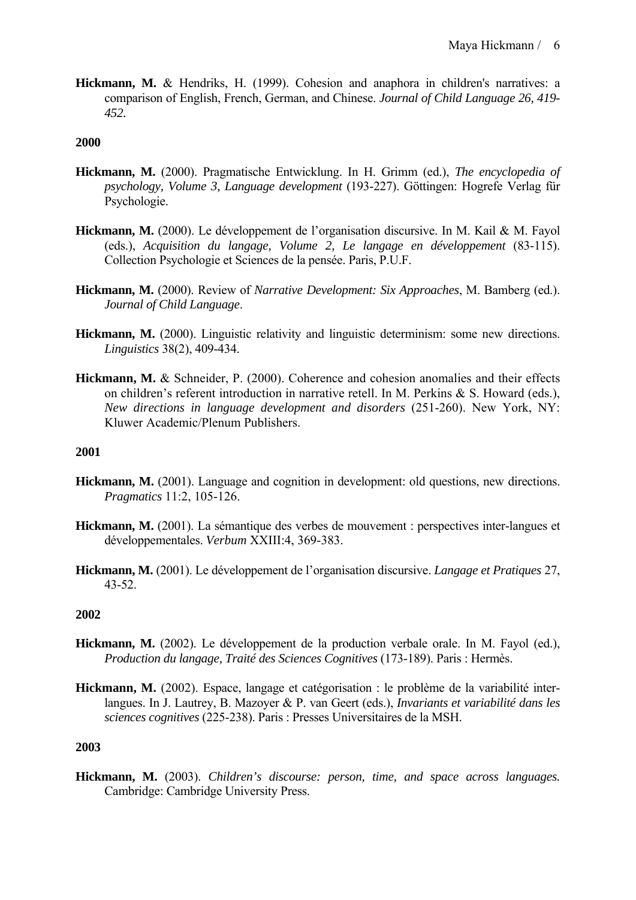**Hickmann, M.** & Hendriks, H. (1999). Cohesion and anaphora in children's narratives: a comparison of English, French, German, and Chinese. *Journal of Child Language 26, 419-452.*

**2000**

**Hickmann, M.** (2000). Pragmatische Entwicklung. In H. Grimm (ed.), *The encyclopedia of psychology, Volume 3, Language development* (193-227). Göttingen: Hogrefe Verlag für Psychologie.

**Hickmann, M.** (2000). Le développement de l'organisation discursive. In M. Kail & M. Fayol (eds.), *Acquisition du langage, Volume 2, Le langage en développement* (83-115). Collection Psychologie et Sciences de la pensée. Paris, P.U.F.

**Hickmann, M.** (2000). Review of *Narrative Development: Six Approaches*, M. Bamberg (ed.). *Journal of Child Language*.

**Hickmann, M.** (2000). Linguistic relativity and linguistic determinism: some new directions. *Linguistics* 38(2), 409-434.

**Hickmann, M.** & Schneider, P. (2000). Coherence and cohesion anomalies and their effects on children's referent introduction in narrative retell. In M. Perkins & S. Howard (eds.), *New directions in language development and disorders* (251-260). New York, NY: Kluwer Academic/Plenum Publishers.

**2001**

**Hickmann, M.** (2001). Language and cognition in development: old questions, new directions. *Pragmatics* 11:2, 105-126.

**Hickmann, M.** (2001). La sémantique des verbes de mouvement : perspectives inter-langues et développementales. *Verbum* XXIII:4, 369-383.

**Hickmann, M.** (2001). Le développement de l'organisation discursive. *Langage et Pratiques* 27, 43-52.

**2002**

**Hickmann, M.** (2002). Le développement de la production verbale orale. In M. Fayol (ed.), *Production du langage, Traité des Sciences Cognitives* (173-189). Paris : Hermès.

**Hickmann, M.** (2002). Espace, langage et catégorisation : le problème de la variabilité inter-langues. In J. Lautrey, B. Mazoyer & P. van Geert (eds.), *Invariants et variabilité dans les sciences cognitives* (225-238). Paris : Presses Universitaires de la MSH.

**2003**

**Hickmann, M.** (2003). *Children's discourse: person, time, and space across languages.* Cambridge: Cambridge University Press.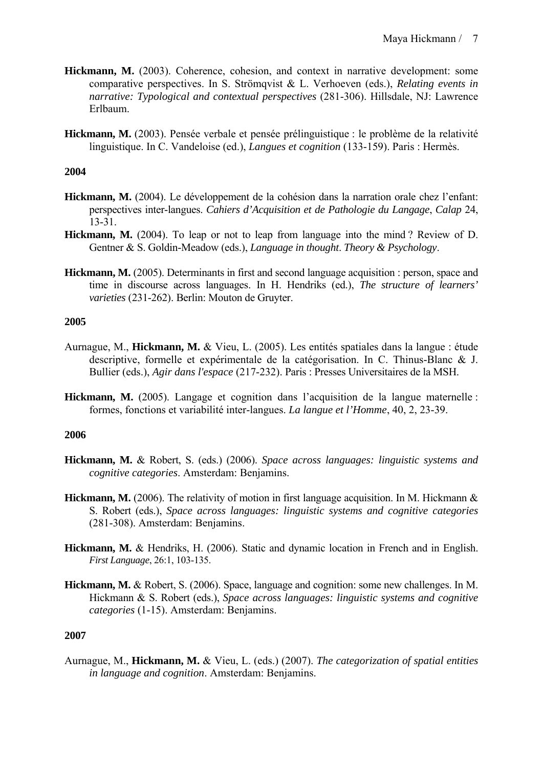**Hickmann, M.** (2003). Coherence, cohesion, and context in narrative development: some comparative perspectives. In S. Strömqvist & L. Verhoeven (eds.), *Relating events in narrative: Typological and contextual perspectives* (281-306). Hillsdale, NJ: Lawrence Erlbaum.

**Hickmann, M.** (2003). Pensée verbale et pensée prélinguistique : le problème de la relativité linguistique. In C. Vandeloise (ed.), *Langues et cognition* (133-159). Paris : Hermès.

**2004**

**Hickmann, M.** (2004). Le développement de la cohésion dans la narration orale chez l'enfant: perspectives inter-langues. *Cahiers d'Acquisition et de Pathologie du Langage*, *Calap* 24, 13-31.

**Hickmann, M.** (2004). To leap or not to leap from language into the mind ? Review of D. Gentner & S. Goldin-Meadow (eds.), *Language in thought*. *Theory & Psychology*.

**Hickmann, M.** (2005). Determinants in first and second language acquisition : person, space and time in discourse across languages. In H. Hendriks (ed.), *The structure of learners' varieties* (231-262). Berlin: Mouton de Gruyter.

**2005**

Aurnague, M., **Hickmann, M.** & Vieu, L. (2005). Les entités spatiales dans la langue : étude descriptive, formelle et expérimentale de la catégorisation. In C. Thinus-Blanc & J. Bullier (eds.), *Agir dans l'espace* (217-232). Paris : Presses Universitaires de la MSH.

**Hickmann, M.** (2005). Langage et cognition dans l'acquisition de la langue maternelle : formes, fonctions et variabilité inter-langues. *La langue et l'Homme*, 40, 2, 23-39.

**2006**

**Hickmann, M.** & Robert, S. (eds.) (2006). *Space across languages: linguistic systems and cognitive categories*. Amsterdam: Benjamins.

**Hickmann, M.** (2006). The relativity of motion in first language acquisition. In M. Hickmann & S. Robert (eds.), *Space across languages: linguistic systems and cognitive categories* (281-308). Amsterdam: Benjamins.

**Hickmann, M.** & Hendriks, H. (2006). Static and dynamic location in French and in English. *First Language*, 26:1, 103-135.

**Hickmann, M.** & Robert, S. (2006). Space, language and cognition: some new challenges. In M. Hickmann & S. Robert (eds.), *Space across languages: linguistic systems and cognitive categories* (1-15). Amsterdam: Benjamins.

**2007**

Aurnague, M., **Hickmann, M.** & Vieu, L. (eds.) (2007). *The categorization of spatial entities in language and cognition*. Amsterdam: Benjamins.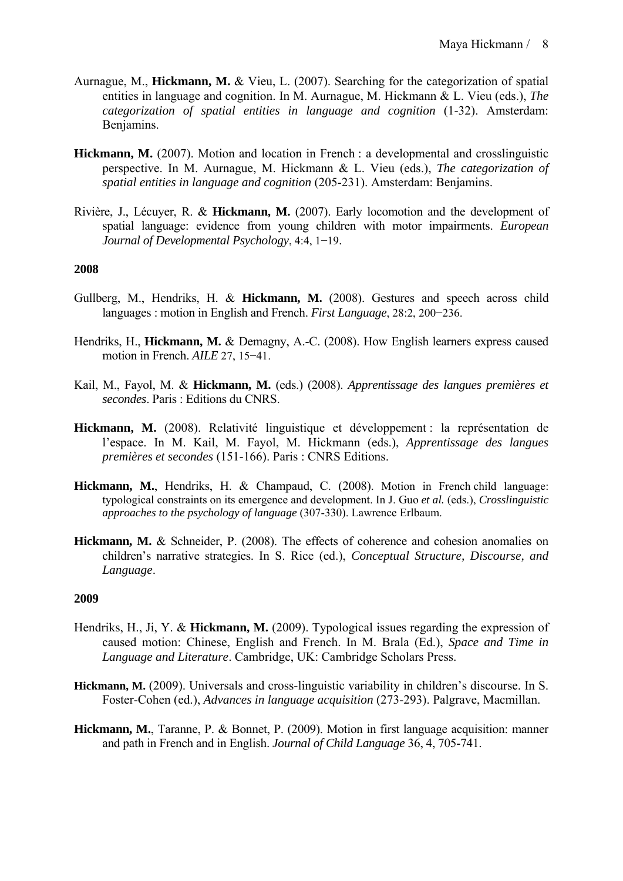Aurnague, M., **Hickmann, M.** & Vieu, L. (2007). Searching for the categorization of spatial entities in language and cognition. In M. Aurnague, M. Hickmann & L. Vieu (eds.), *The categorization of spatial entities in language and cognition* (1-32). Amsterdam: Benjamins.

**Hickmann, M.** (2007). Motion and location in French : a developmental and crosslinguistic perspective. In M. Aurnague, M. Hickmann & L. Vieu (eds.), *The categorization of spatial entities in language and cognition* (205-231). Amsterdam: Benjamins.

Rivière, J., Lécuyer, R. & **Hickmann, M.** (2007). Early locomotion and the development of spatial language: evidence from young children with motor impairments. *European Journal of Developmental Psychology*, 4:4, 1−19.

**2008**

Gullberg, M., Hendriks, H. & **Hickmann, M.** (2008). Gestures and speech across child languages : motion in English and French. *First Language*, 28:2, 200−236.

Hendriks, H., **Hickmann, M.** & Demagny, A.-C. (2008). How English learners express caused motion in French. *AILE* 27, 15−41.

Kail, M., Fayol, M. & **Hickmann, M.** (eds.) (2008). *Apprentissage des langues premières et secondes*. Paris : Editions du CNRS.

**Hickmann, M.** (2008). Relativité linguistique et développement : la représentation de l'espace. In M. Kail, M. Fayol, M. Hickmann (eds.), *Apprentissage des langues premières et secondes* (151-166). Paris : CNRS Editions.

**Hickmann, M.**, Hendriks, H. & Champaud, C. (2008). Motion in French child language: typological constraints on its emergence and development. In J. Guo *et al.* (eds.), *Crosslinguistic approaches to the psychology of language* (307-330). Lawrence Erlbaum.

**Hickmann, M.** & Schneider, P. (2008). The effects of coherence and cohesion anomalies on children's narrative strategies. In S. Rice (ed.), *Conceptual Structure, Discourse, and Language*.

**2009**

Hendriks, H., Ji, Y. & **Hickmann, M.** (2009). Typological issues regarding the expression of caused motion: Chinese, English and French. In M. Brala (Ed.), *Space and Time in Language and Literature*. Cambridge, UK: Cambridge Scholars Press.

**Hickmann, M.** (2009). Universals and cross-linguistic variability in children's discourse. In S. Foster-Cohen (ed.), *Advances in language acquisition* (273-293). Palgrave, Macmillan.

**Hickmann, M.**, Taranne, P. & Bonnet, P. (2009). Motion in first language acquisition: manner and path in French and in English. *Journal of Child Language* 36, 4, 705-741.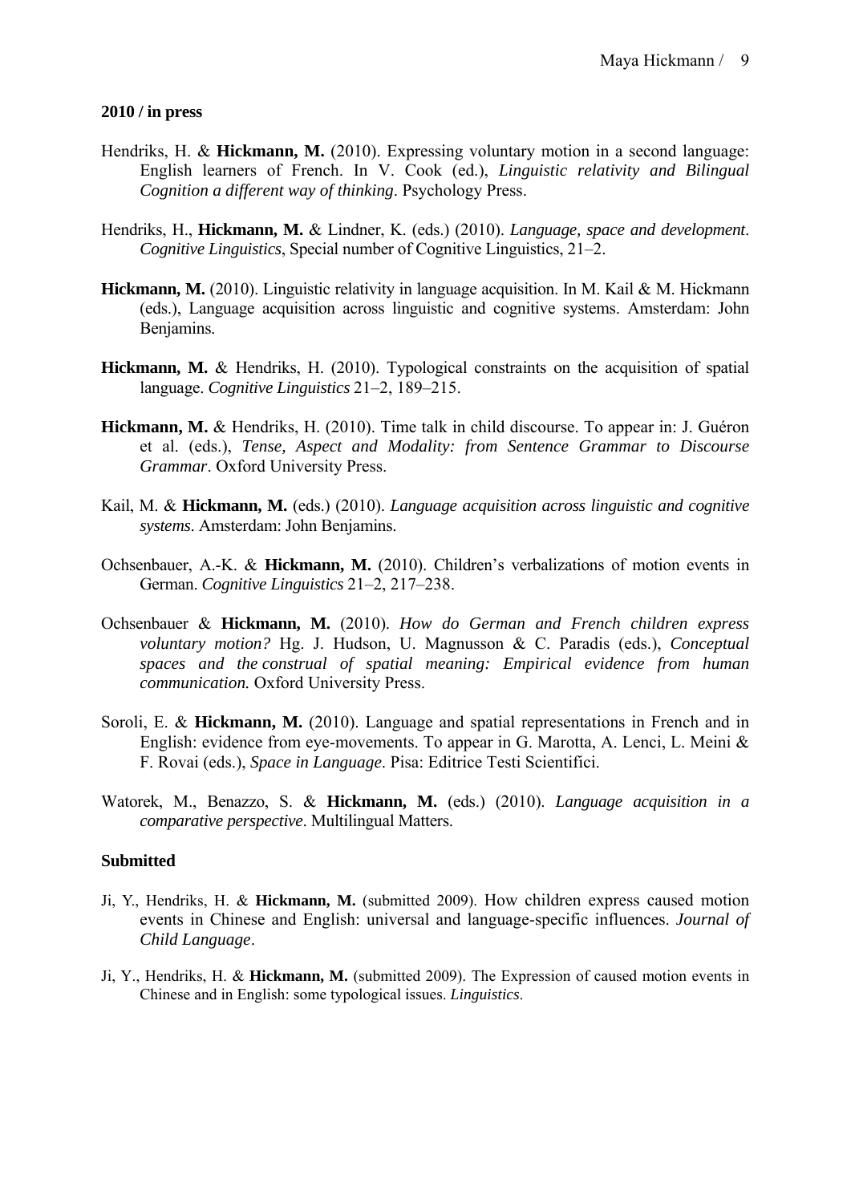**2010 / in press**

Hendriks, H. & **Hickmann, M.** (2010). Expressing voluntary motion in a second language: English learners of French. In V. Cook (ed.), *Linguistic relativity and Bilingual Cognition a different way of thinking*. Psychology Press.

Hendriks, H., **Hickmann, M.** & Lindner, K. (eds.) (2010). *Language, space and development*. *Cognitive Linguistics*, Special number of Cognitive Linguistics, 21–2.

**Hickmann, M.** (2010). Linguistic relativity in language acquisition. In M. Kail & M. Hickmann (eds.), Language acquisition across linguistic and cognitive systems. Amsterdam: John Benjamins.

**Hickmann, M.** & Hendriks, H. (2010). Typological constraints on the acquisition of spatial language. *Cognitive Linguistics* 21–2, 189–215.

**Hickmann, M.** & Hendriks, H. (2010). Time talk in child discourse. To appear in: J. Guéron et al. (eds.), *Tense, Aspect and Modality: from Sentence Grammar to Discourse Grammar*. Oxford University Press.

Kail, M. & **Hickmann, M.** (eds.) (2010). *Language acquisition across linguistic and cognitive systems*. Amsterdam: John Benjamins.

Ochsenbauer, A.-K. & **Hickmann, M.** (2010). Children's verbalizations of motion events in German. *Cognitive Linguistics* 21–2, 217–238.

Ochsenbauer & **Hickmann, M.** (2010). *How do German and French children express voluntary motion?* Hg. J. Hudson, U. Magnusson & C. Paradis (eds.), *Conceptual spaces and the construal of spatial meaning: Empirical evidence from human communication.* Oxford University Press.

Soroli, E. & **Hickmann, M.** (2010). Language and spatial representations in French and in English: evidence from eye-movements. To appear in G. Marotta, A. Lenci, L. Meini & F. Rovai (eds.), *Space in Language*. Pisa: Editrice Testi Scientifici.

Watorek, M., Benazzo, S. & **Hickmann, M.** (eds.) (2010). *Language acquisition in a comparative perspective*. Multilingual Matters.

**Submitted**

Ji, Y., Hendriks, H. & **Hickmann, M.** (submitted 2009). How children express caused motion events in Chinese and English: universal and language-specific influences. *Journal of Child Language*.

Ji, Y., Hendriks, H. & **Hickmann, M.** (submitted 2009). The Expression of caused motion events in Chinese and in English: some typological issues. *Linguistics*.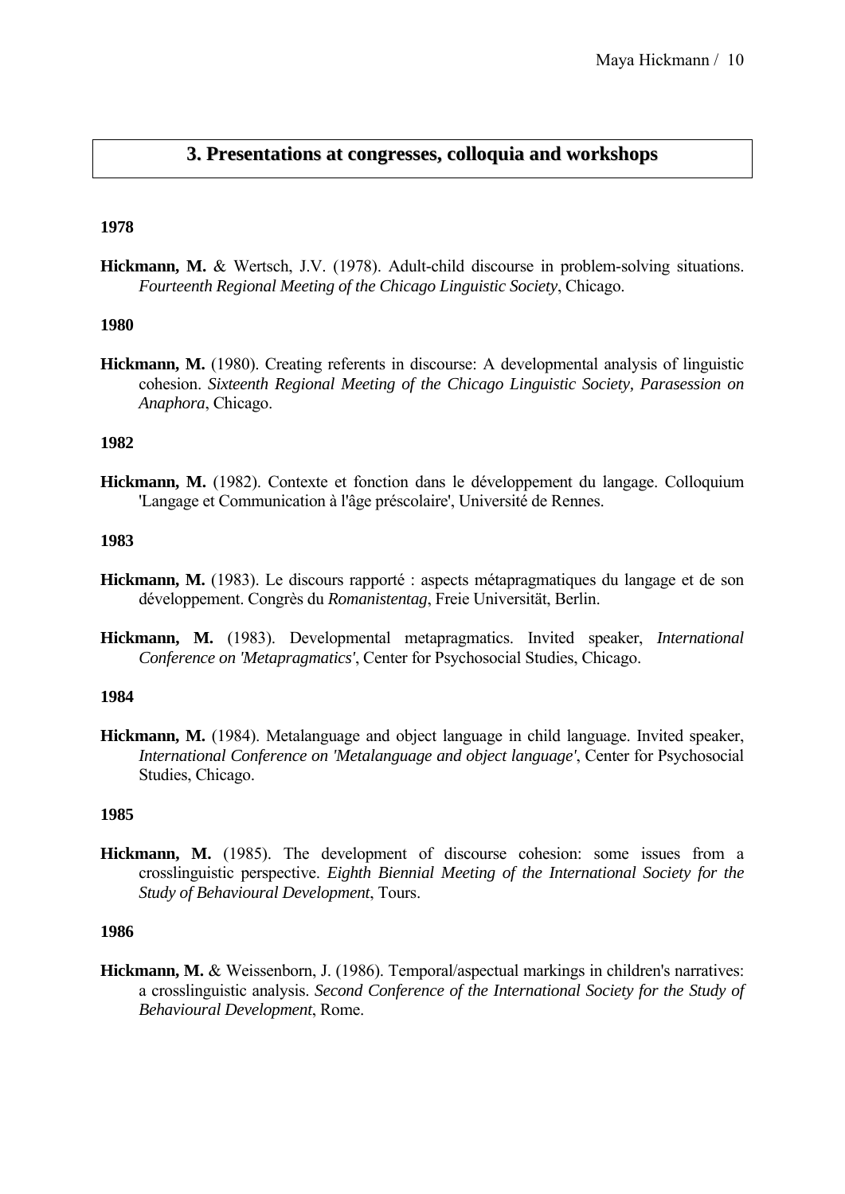## 3. Presentations at congresses, colloquia and workshops

**1978**

**Hickmann, M.** & Wertsch, J.V. (1978). Adult-child discourse in problem-solving situations. *Fourteenth Regional Meeting of the Chicago Linguistic Society*, Chicago.

**1980**

**Hickmann, M.** (1980). Creating referents in discourse: A developmental analysis of linguistic cohesion. *Sixteenth Regional Meeting of the Chicago Linguistic Society, Parasession on Anaphora*, Chicago.

**1982**

**Hickmann, M.** (1982). Contexte et fonction dans le développement du langage. Colloquium 'Langage et Communication à l'âge préscolaire', Université de Rennes.

**1983**

**Hickmann, M.** (1983). Le discours rapporté : aspects métapragmatiques du langage et de son développement. Congrès du *Romanistentag*, Freie Universität, Berlin.

**Hickmann, M.** (1983). Developmental metapragmatics. Invited speaker, *International Conference on 'Metapragmatics'*, Center for Psychosocial Studies, Chicago.

**1984**

**Hickmann, M.** (1984). Metalanguage and object language in child language. Invited speaker, *International Conference on 'Metalanguage and object language'*, Center for Psychosocial Studies, Chicago.

**1985**

**Hickmann, M.** (1985). The development of discourse cohesion: some issues from a crosslinguistic perspective. *Eighth Biennial Meeting of the International Society for the Study of Behavioural Development*, Tours.

**1986**

**Hickmann, M.** & Weissenborn, J. (1986). Temporal/aspectual markings in children's narratives: a crosslinguistic analysis. *Second Conference of the International Society for the Study of Behavioural Development*, Rome.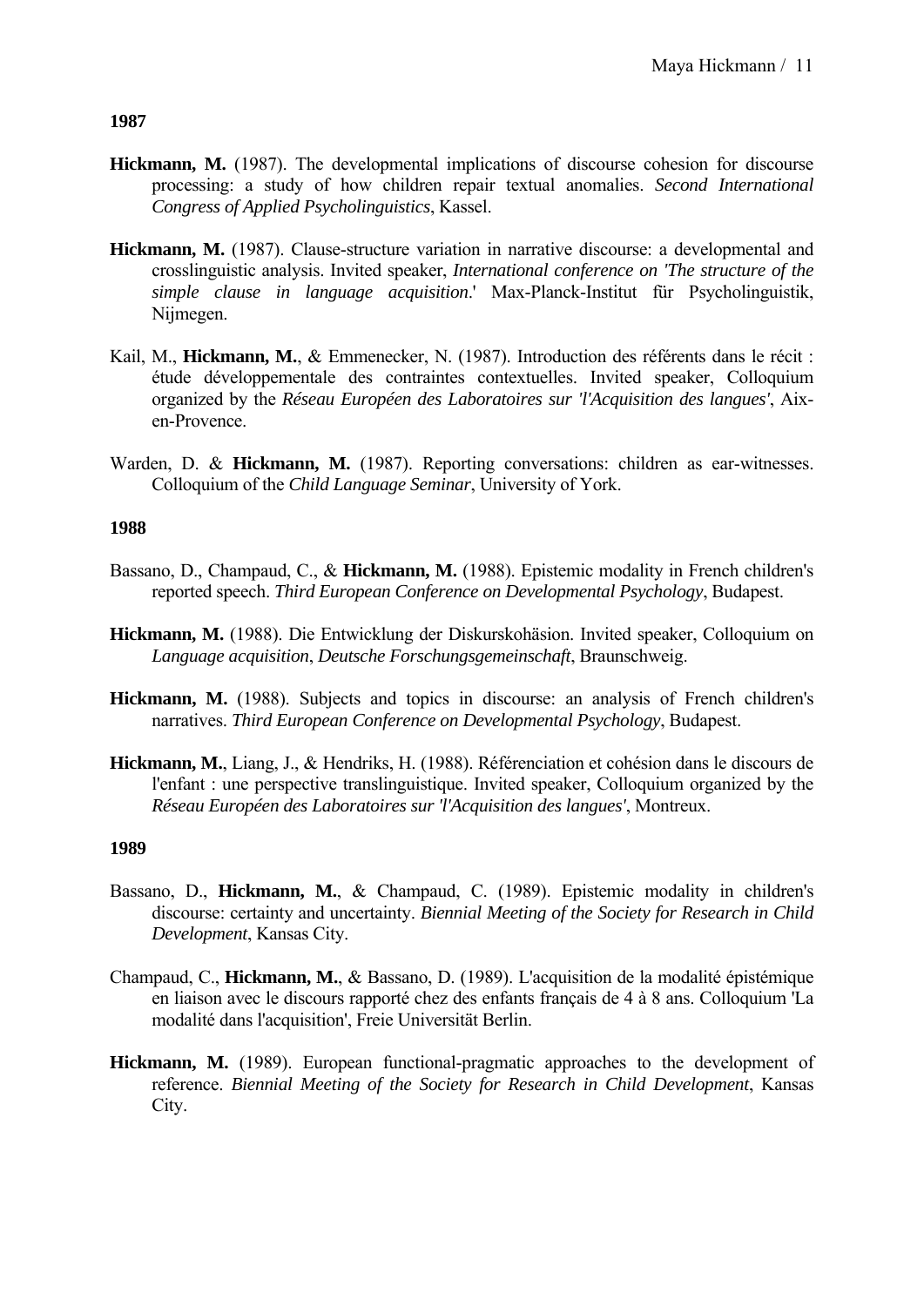**1987**

**Hickmann, M.** (1987). The developmental implications of discourse cohesion for discourse processing: a study of how children repair textual anomalies. *Second International Congress of Applied Psycholinguistics*, Kassel.

**Hickmann, M.** (1987). Clause-structure variation in narrative discourse: a developmental and crosslinguistic analysis. Invited speaker, *International conference on 'The structure of the simple clause in language acquisition*.' Max-Planck-Institut für Psycholinguistik, Nijmegen.

Kail, M., **Hickmann, M.**, & Emmenecker, N. (1987). Introduction des référents dans le récit : étude développementale des contraintes contextuelles. Invited speaker, Colloquium organized by the *Réseau Européen des Laboratoires sur 'l'Acquisition des langues'*, Aix-en-Provence.

Warden, D. & **Hickmann, M.** (1987). Reporting conversations: children as ear-witnesses. Colloquium of the *Child Language Seminar*, University of York.

**1988**

Bassano, D., Champaud, C., & **Hickmann, M.** (1988). Epistemic modality in French children's reported speech. *Third European Conference on Developmental Psychology*, Budapest.

**Hickmann, M.** (1988). Die Entwicklung der Diskurskohäsion. Invited speaker, Colloquium on *Language acquisition*, *Deutsche Forschungsgemeinschaft*, Braunschweig.

**Hickmann, M.** (1988). Subjects and topics in discourse: an analysis of French children's narratives. *Third European Conference on Developmental Psychology*, Budapest.

**Hickmann, M.**, Liang, J., & Hendriks, H. (1988). Référenciation et cohésion dans le discours de l'enfant : une perspective translinguistique. Invited speaker, Colloquium organized by the *Réseau Européen des Laboratoires sur 'l'Acquisition des langues'*, Montreux.

**1989**

Bassano, D., **Hickmann, M.**, & Champaud, C. (1989). Epistemic modality in children's discourse: certainty and uncertainty. *Biennial Meeting of the Society for Research in Child Development*, Kansas City.

Champaud, C., **Hickmann, M.**, & Bassano, D. (1989). L'acquisition de la modalité épistémique en liaison avec le discours rapporté chez des enfants français de 4 à 8 ans. Colloquium 'La modalité dans l'acquisition', Freie Universität Berlin.

**Hickmann, M.** (1989). European functional-pragmatic approaches to the development of reference. *Biennial Meeting of the Society for Research in Child Development*, Kansas City.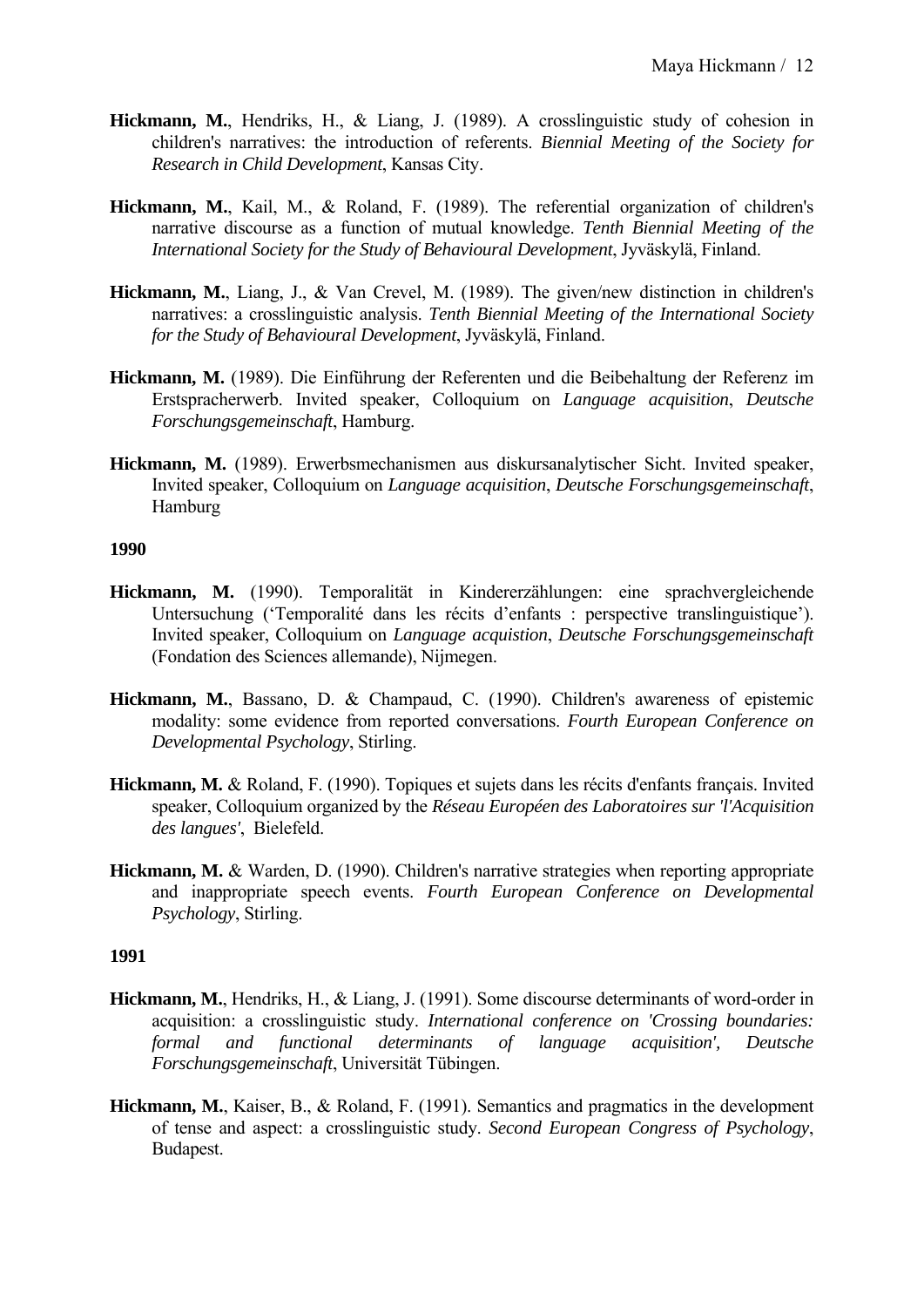**Hickmann, M.**, Hendriks, H., & Liang, J. (1989). A crosslinguistic study of cohesion in children's narratives: the introduction of referents. *Biennial Meeting of the Society for Research in Child Development*, Kansas City.

**Hickmann, M.**, Kail, M., & Roland, F. (1989). The referential organization of children's narrative discourse as a function of mutual knowledge. *Tenth Biennial Meeting of the International Society for the Study of Behavioural Development*, Jyväskylä, Finland.

**Hickmann, M.**, Liang, J., & Van Crevel, M. (1989). The given/new distinction in children's narratives: a crosslinguistic analysis. *Tenth Biennial Meeting of the International Society for the Study of Behavioural Development*, Jyväskylä, Finland.

**Hickmann, M.** (1989). Die Einführung der Referenten und die Beibehaltung der Referenz im Erstspracherwerb. Invited speaker, Colloquium on *Language acquisition*, *Deutsche Forschungsgemeinschaft*, Hamburg.

**Hickmann, M.** (1989). Erwerbsmechanismen aus diskursanalytischer Sicht. Invited speaker, Invited speaker, Colloquium on *Language acquisition*, *Deutsche Forschungsgemeinschaft*, Hamburg

**1990**

**Hickmann, M.** (1990). Temporalität in Kindererzählungen: eine sprachvergleichende Untersuchung ('Temporalité dans les récits d'enfants : perspective translinguistique'). Invited speaker, Colloquium on *Language acquistion*, *Deutsche Forschungsgemeinschaft* (Fondation des Sciences allemande), Nijmegen.

**Hickmann, M.**, Bassano, D. & Champaud, C. (1990). Children's awareness of epistemic modality: some evidence from reported conversations. *Fourth European Conference on Developmental Psychology*, Stirling.

**Hickmann, M.** & Roland, F. (1990). Topiques et sujets dans les récits d'enfants français. Invited speaker, Colloquium organized by the *Réseau Européen des Laboratoires sur 'l'Acquisition des langues'*, Bielefeld.

**Hickmann, M.** & Warden, D. (1990). Children's narrative strategies when reporting appropriate and inappropriate speech events. *Fourth European Conference on Developmental Psychology*, Stirling.

**1991**

**Hickmann, M.**, Hendriks, H., & Liang, J. (1991). Some discourse determinants of word-order in acquisition: a crosslinguistic study. *International conference on 'Crossing boundaries: formal and functional determinants of language acquisition', Deutsche Forschungsgemeinschaft*, Universität Tübingen.

**Hickmann, M.**, Kaiser, B., & Roland, F. (1991). Semantics and pragmatics in the development of tense and aspect: a crosslinguistic study. *Second European Congress of Psychology*, Budapest.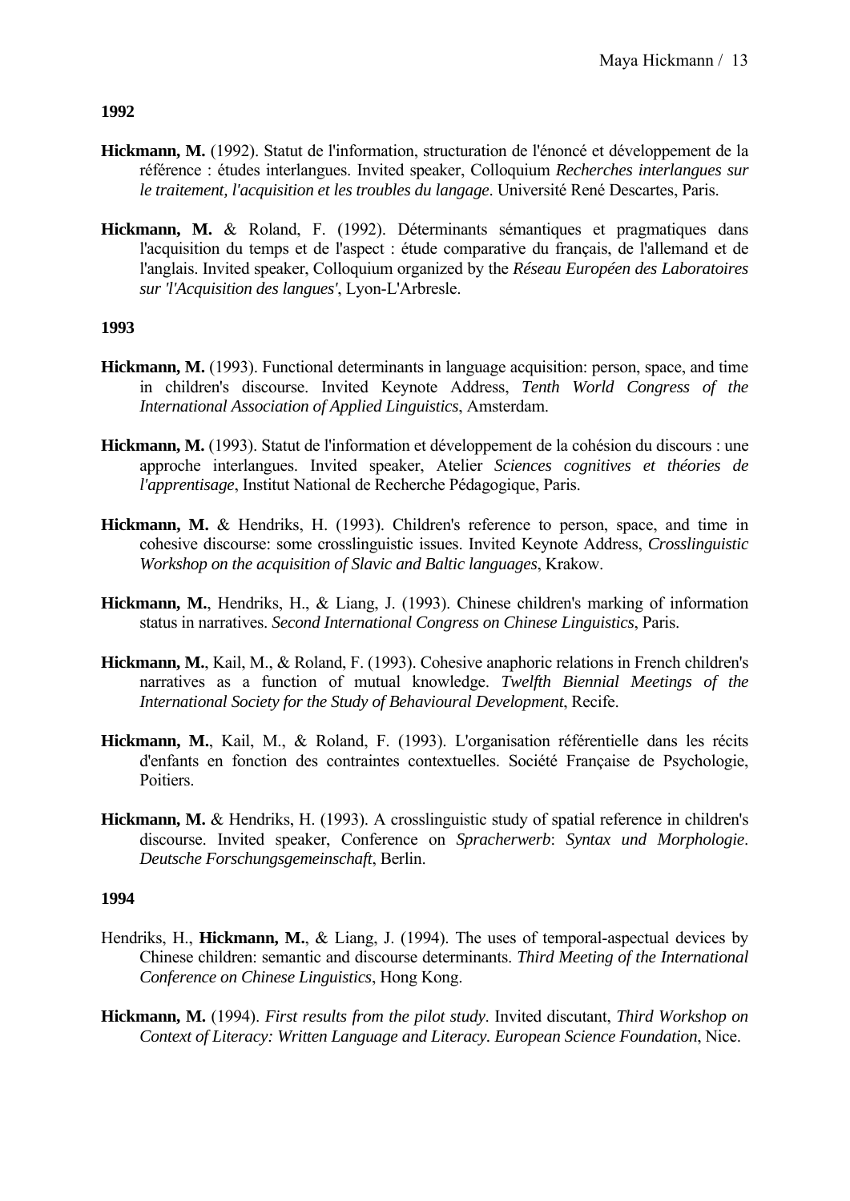**1992**

**Hickmann, M.** (1992). Statut de l'information, structuration de l'énoncé et développement de la référence : études interlangues. Invited speaker, Colloquium *Recherches interlangues sur le traitement, l'acquisition et les troubles du langage*. Université René Descartes, Paris.

**Hickmann, M.** & Roland, F. (1992). Déterminants sémantiques et pragmatiques dans l'acquisition du temps et de l'aspect : étude comparative du français, de l'allemand et de l'anglais. Invited speaker, Colloquium organized by the *Réseau Européen des Laboratoires sur 'l'Acquisition des langues'*, Lyon-L'Arbresle.

**1993**

**Hickmann, M.** (1993). Functional determinants in language acquisition: person, space, and time in children's discourse. Invited Keynote Address, *Tenth World Congress of the International Association of Applied Linguistics*, Amsterdam.

**Hickmann, M.** (1993). Statut de l'information et développement de la cohésion du discours : une approche interlangues. Invited speaker, Atelier *Sciences cognitives et théories de l'apprentisage*, Institut National de Recherche Pédagogique, Paris.

**Hickmann, M.** & Hendriks, H. (1993). Children's reference to person, space, and time in cohesive discourse: some crosslinguistic issues. Invited Keynote Address, *Crosslinguistic Workshop on the acquisition of Slavic and Baltic languages*, Krakow.

**Hickmann, M.**, Hendriks, H., & Liang, J. (1993). Chinese children's marking of information status in narratives. *Second International Congress on Chinese Linguistics*, Paris.

**Hickmann, M.**, Kail, M., & Roland, F. (1993). Cohesive anaphoric relations in French children's narratives as a function of mutual knowledge. *Twelfth Biennial Meetings of the International Society for the Study of Behavioural Development*, Recife.

**Hickmann, M.**, Kail, M., & Roland, F. (1993). L'organisation référentielle dans les récits d'enfants en fonction des contraintes contextuelles. Société Française de Psychologie, Poitiers.

**Hickmann, M.** & Hendriks, H. (1993). A crosslinguistic study of spatial reference in children's discourse. Invited speaker, Conference on *Spracherwerb*: *Syntax und Morphologie*. *Deutsche Forschungsgemeinschaft*, Berlin.

**1994**

Hendriks, H., **Hickmann, M.**, & Liang, J. (1994). The uses of temporal-aspectual devices by Chinese children: semantic and discourse determinants. *Third Meeting of the International Conference on Chinese Linguistics*, Hong Kong.

**Hickmann, M.** (1994). *First results from the pilot study*. Invited discutant, *Third Workshop on Context of Literacy: Written Language and Literacy. European Science Foundation*, Nice.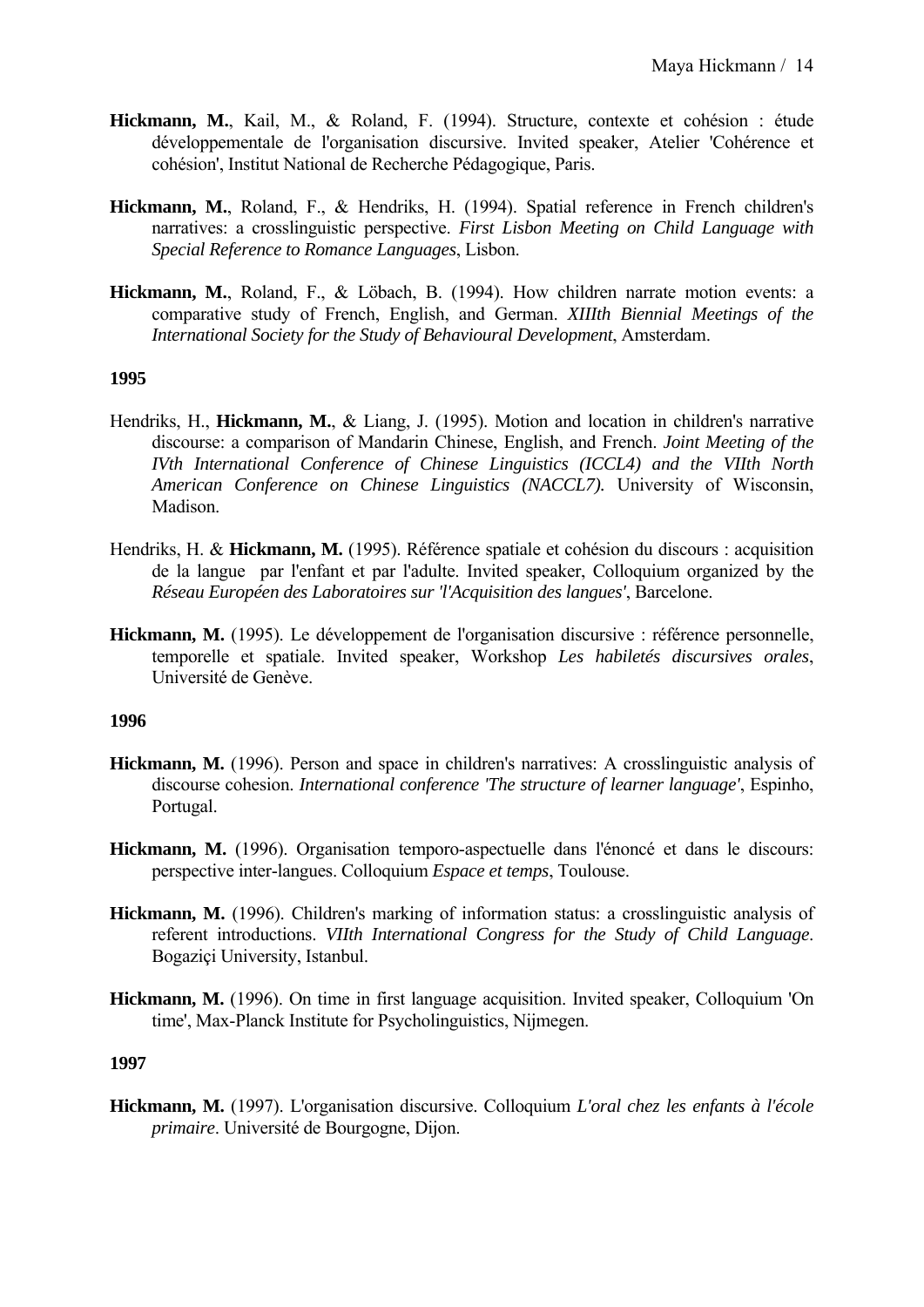**Hickmann, M.**, Kail, M., & Roland, F. (1994). Structure, contexte et cohésion : étude développementale de l'organisation discursive. Invited speaker, Atelier 'Cohérence et cohésion', Institut National de Recherche Pédagogique, Paris.

**Hickmann, M.**, Roland, F., & Hendriks, H. (1994). Spatial reference in French children's narratives: a crosslinguistic perspective. *First Lisbon Meeting on Child Language with Special Reference to Romance Languages*, Lisbon.

**Hickmann, M.**, Roland, F., & Löbach, B. (1994). How children narrate motion events: a comparative study of French, English, and German. *XIIIth Biennial Meetings of the International Society for the Study of Behavioural Development*, Amsterdam.

**1995**

Hendriks, H., **Hickmann, M.**, & Liang, J. (1995). Motion and location in children's narrative discourse: a comparison of Mandarin Chinese, English, and French. *Joint Meeting of the IVth International Conference of Chinese Linguistics (ICCL4) and the VIIth North American Conference on Chinese Linguistics (NACCL7).* University of Wisconsin, Madison.

Hendriks, H. & **Hickmann, M.** (1995). Référence spatiale et cohésion du discours : acquisition de la langue par l'enfant et par l'adulte. Invited speaker, Colloquium organized by the *Réseau Européen des Laboratoires sur 'l'Acquisition des langues'*, Barcelone.

**Hickmann, M.** (1995). Le développement de l'organisation discursive : référence personnelle, temporelle et spatiale. Invited speaker, Workshop *Les habiletés discursives orales*, Université de Genève.

**1996**

**Hickmann, M.** (1996). Person and space in children's narratives: A crosslinguistic analysis of discourse cohesion. *International conference 'The structure of learner language'*, Espinho, Portugal.

**Hickmann, M.** (1996). Organisation temporo-aspectuelle dans l'énoncé et dans le discours: perspective inter-langues. Colloquium *Espace et temps*, Toulouse.

**Hickmann, M.** (1996). Children's marking of information status: a crosslinguistic analysis of referent introductions. *VIIth International Congress for the Study of Child Language*. Bogaziçi University, Istanbul.

**Hickmann, M.** (1996). On time in first language acquisition. Invited speaker, Colloquium 'On time', Max-Planck Institute for Psycholinguistics, Nijmegen.

**1997**

**Hickmann, M.** (1997). L'organisation discursive. Colloquium *L'oral chez les enfants à l'école primaire*. Université de Bourgogne, Dijon.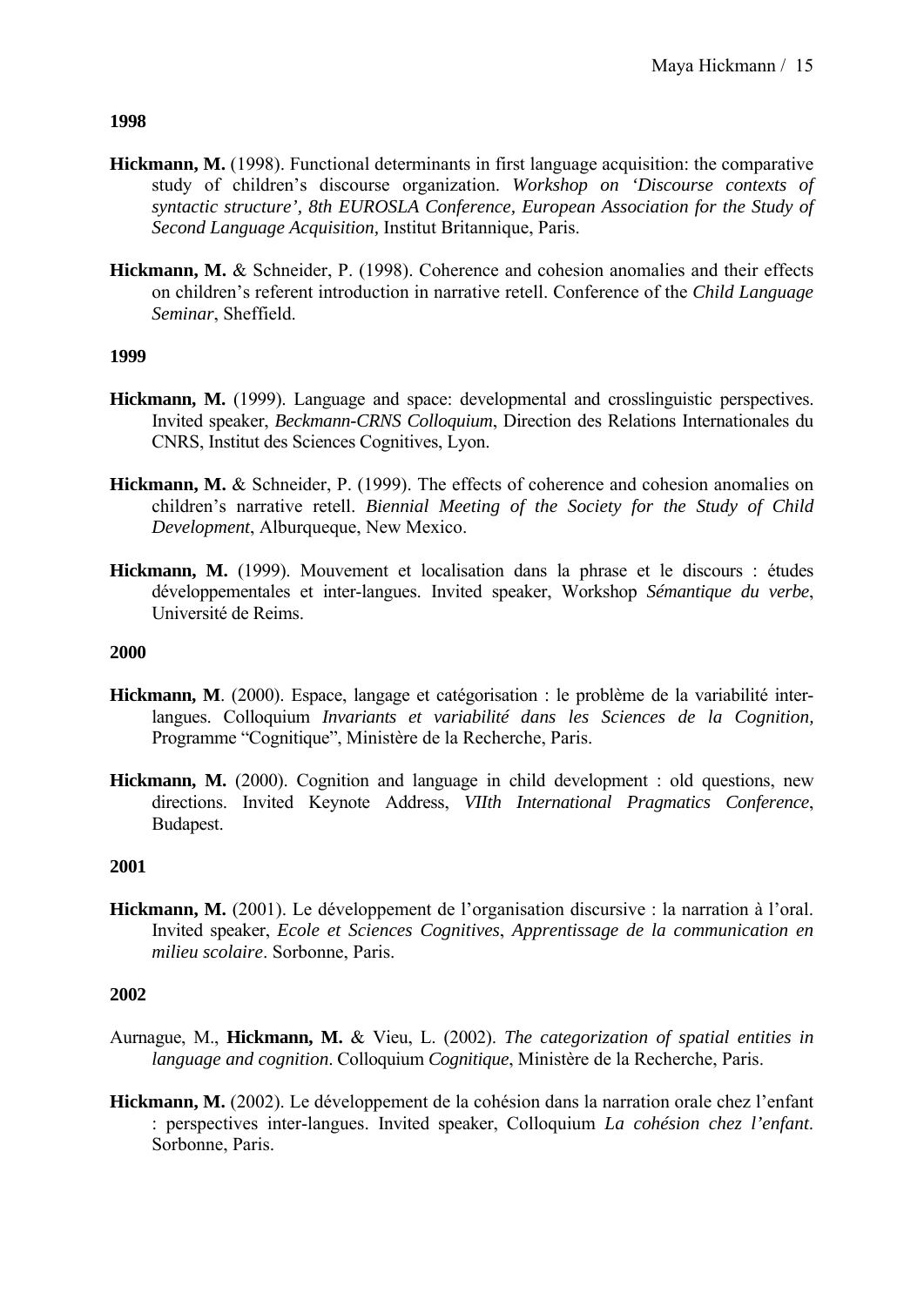**1998**

**Hickmann, M.** (1998). Functional determinants in first language acquisition: the comparative study of children's discourse organization. *Workshop on 'Discourse contexts of syntactic structure', 8th EUROSLA Conference, European Association for the Study of Second Language Acquisition*, Institut Britannique, Paris.

**Hickmann, M.** & Schneider, P. (1998). Coherence and cohesion anomalies and their effects on children's referent introduction in narrative retell. Conference of the *Child Language Seminar*, Sheffield.

**1999**

**Hickmann, M.** (1999). Language and space: developmental and crosslinguistic perspectives. Invited speaker, *Beckmann-CRNS Colloquium*, Direction des Relations Internationales du CNRS, Institut des Sciences Cognitives, Lyon.

**Hickmann, M.** & Schneider, P. (1999). The effects of coherence and cohesion anomalies on children's narrative retell. *Biennial Meeting of the Society for the Study of Child Development*, Alburqueque, New Mexico.

**Hickmann, M.** (1999). Mouvement et localisation dans la phrase et le discours : études développementales et inter-langues. Invited speaker, Workshop *Sémantique du verbe*, Université de Reims.

**2000**

**Hickmann, M**. (2000). Espace, langage et catégorisation : le problème de la variabilité inter-langues. Colloquium *Invariants et variabilité dans les Sciences de la Cognition,* Programme "Cognitique", Ministère de la Recherche, Paris.

**Hickmann, M.** (2000). Cognition and language in child development : old questions, new directions. Invited Keynote Address, *VIIth International Pragmatics Conference*, Budapest.

**2001**

**Hickmann, M.** (2001). Le développement de l'organisation discursive : la narration à l'oral. Invited speaker, *Ecole et Sciences Cognitives*, *Apprentissage de la communication en milieu scolaire*. Sorbonne, Paris.

**2002**

Aurnague, M., **Hickmann, M.** & Vieu, L. (2002). *The categorization of spatial entities in language and cognition*. Colloquium *Cognitique*, Ministère de la Recherche, Paris.

**Hickmann, M.** (2002). Le développement de la cohésion dans la narration orale chez l'enfant : perspectives inter-langues. Invited speaker, Colloquium *La cohésion chez l'enfant*. Sorbonne, Paris.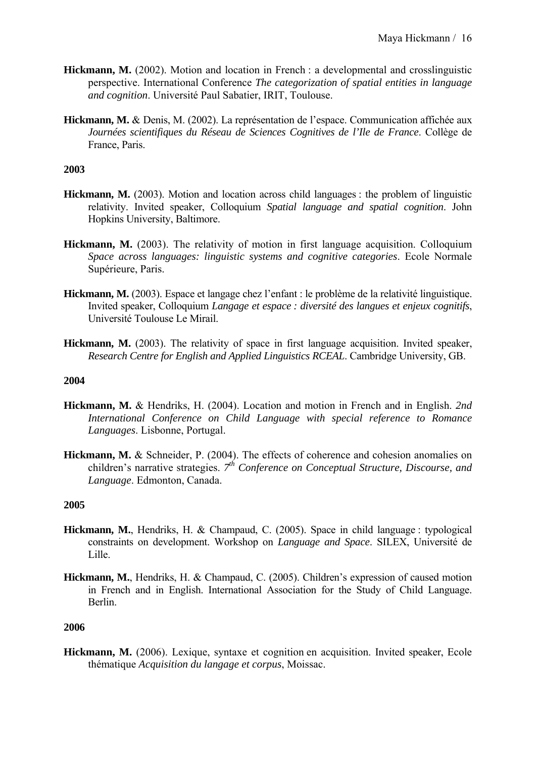**Hickmann, M.** (2002). Motion and location in French : a developmental and crosslinguistic perspective. International Conference *The categorization of spatial entities in language and cognition*. Université Paul Sabatier, IRIT, Toulouse.

**Hickmann, M.** & Denis, M. (2002). La représentation de l'espace. Communication affichée aux *Journées scientifiques du Réseau de Sciences Cognitives de l'Ile de France*. Collège de France, Paris.

**2003**

**Hickmann, M.** (2003). Motion and location across child languages : the problem of linguistic relativity. Invited speaker, Colloquium *Spatial language and spatial cognition*. John Hopkins University, Baltimore.

**Hickmann, M.** (2003). The relativity of motion in first language acquisition. Colloquium *Space across languages: linguistic systems and cognitive categories*. Ecole Normale Supérieure, Paris.

**Hickmann, M.** (2003). Espace et langage chez l'enfant : le problème de la relativité linguistique. Invited speaker, Colloquium *Langage et espace : diversité des langues et enjeux cognitifs*, Université Toulouse Le Mirail.

**Hickmann, M.** (2003). The relativity of space in first language acquisition. Invited speaker, *Research Centre for English and Applied Linguistics RCEAL*. Cambridge University, GB.

**2004**

**Hickmann, M.** & Hendriks, H. (2004). Location and motion in French and in English. *2nd International Conference on Child Language with special reference to Romance Languages*. Lisbonne, Portugal.

**Hickmann, M.** & Schneider, P. (2004). The effects of coherence and cohesion anomalies on children's narrative strategies. *7th Conference on Conceptual Structure, Discourse, and Language*. Edmonton, Canada.

**2005**

**Hickmann, M.**, Hendriks, H. & Champaud, C. (2005). Space in child language : typological constraints on development. Workshop on *Language and Space*. SILEX, Université de Lille.

**Hickmann, M.**, Hendriks, H. & Champaud, C. (2005). Children's expression of caused motion in French and in English. International Association for the Study of Child Language. Berlin.

**2006**

**Hickmann, M.** (2006). Lexique, syntaxe et cognition en acquisition. Invited speaker, Ecole thématique *Acquisition du langage et corpus*, Moissac.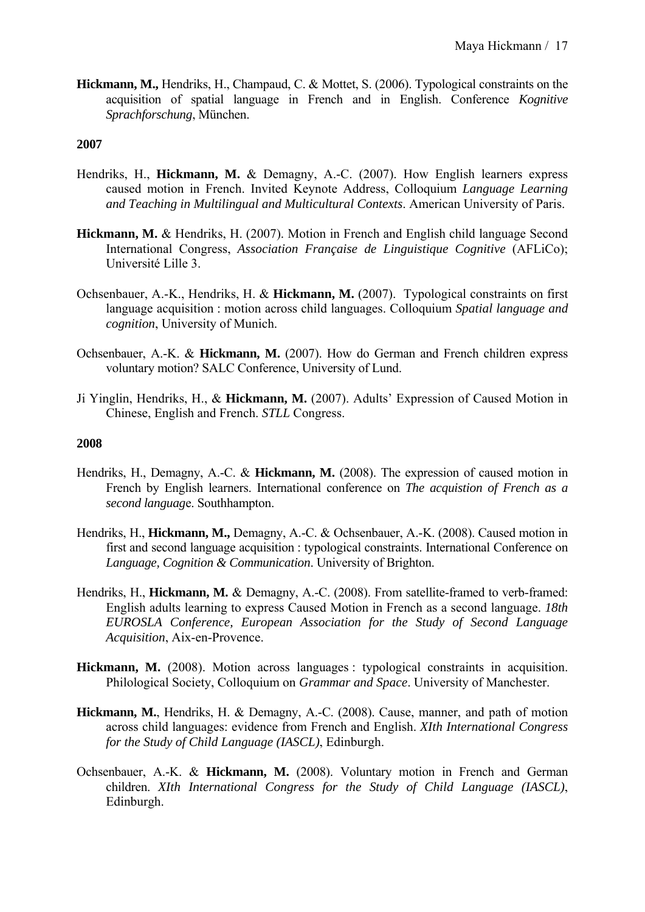**Hickmann, M.,** Hendriks, H., Champaud, C. & Mottet, S. (2006). Typological constraints on the acquisition of spatial language in French and in English. Conference *Kognitive Sprachforschung*, München.

**2007**

Hendriks, H., **Hickmann, M.** & Demagny, A.-C. (2007). How English learners express caused motion in French. Invited Keynote Address, Colloquium *Language Learning and Teaching in Multilingual and Multicultural Contexts*. American University of Paris.

**Hickmann, M.** & Hendriks, H. (2007). Motion in French and English child language Second International Congress, *Association Française de Linguistique Cognitive* (AFLiCo); Université Lille 3.

Ochsenbauer, A.-K., Hendriks, H. & **Hickmann, M.** (2007). Typological constraints on first language acquisition : motion across child languages. Colloquium *Spatial language and cognition*, University of Munich.

Ochsenbauer, A.-K. & **Hickmann, M.** (2007). How do German and French children express voluntary motion? SALC Conference, University of Lund.

Ji Yinglin, Hendriks, H., & **Hickmann, M.** (2007). Adults' Expression of Caused Motion in Chinese, English and French. *STLL* Congress.

**2008**

Hendriks, H., Demagny, A.-C. & **Hickmann, M.** (2008). The expression of caused motion in French by English learners. International conference on *The acquistion of French as a second language*. Southhampton.

Hendriks, H., **Hickmann, M.,** Demagny, A.-C. & Ochsenbauer, A.-K. (2008). Caused motion in first and second language acquisition : typological constraints. International Conference on *Language, Cognition & Communication*. University of Brighton.

Hendriks, H., **Hickmann, M.** & Demagny, A.-C. (2008). From satellite-framed to verb-framed: English adults learning to express Caused Motion in French as a second language. *18th EUROSLA Conference, European Association for the Study of Second Language Acquisition*, Aix-en-Provence.

**Hickmann, M.** (2008). Motion across languages : typological constraints in acquisition. Philological Society, Colloquium on *Grammar and Space*. University of Manchester.

**Hickmann, M.**, Hendriks, H. & Demagny, A.-C. (2008). Cause, manner, and path of motion across child languages: evidence from French and English. *XIth International Congress for the Study of Child Language (IASCL)*, Edinburgh.

Ochsenbauer, A.-K. & **Hickmann, M.** (2008). Voluntary motion in French and German children. *XIth International Congress for the Study of Child Language (IASCL)*, Edinburgh.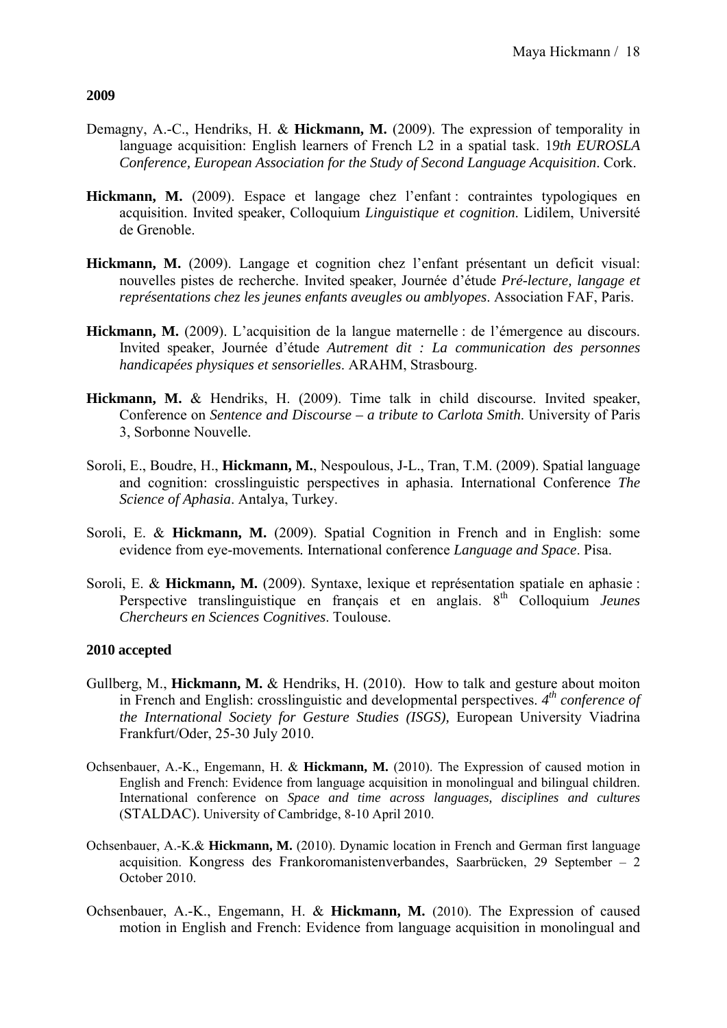**2009**

Demagny, A.-C., Hendriks, H. & **Hickmann, M.** (2009). The expression of temporality in language acquisition: English learners of French L2 in a spatial task. 1*9th EUROSLA Conference, European Association for the Study of Second Language Acquisition*. Cork.

**Hickmann, M.** (2009). Espace et langage chez l'enfant : contraintes typologiques en acquisition. Invited speaker, Colloquium *Linguistique et cognition*. Lidilem, Université de Grenoble.

**Hickmann, M.** (2009). Langage et cognition chez l'enfant présentant un deficit visual: nouvelles pistes de recherche. Invited speaker, Journée d'étude *Pré-lecture, langage et représentations chez les jeunes enfants aveugles ou amblyopes*. Association FAF, Paris.

**Hickmann, M.** (2009). L'acquisition de la langue maternelle : de l'émergence au discours. Invited speaker, Journée d'étude *Autrement dit : La communication des personnes handicapées physiques et sensorielles*. ARAHM, Strasbourg.

**Hickmann, M.** & Hendriks, H. (2009). Time talk in child discourse. Invited speaker, Conference on *Sentence and Discourse – a tribute to Carlota Smith*. University of Paris 3, Sorbonne Nouvelle.

Soroli, E., Boudre, H., **Hickmann, M.**, Nespoulous, J-L., Tran, T.M. (2009). Spatial language and cognition: crosslinguistic perspectives in aphasia. International Conference *The Science of Aphasia*. Antalya, Turkey.

Soroli, E. & **Hickmann, M.** (2009). Spatial Cognition in French and in English: some evidence from eye-movements. International conference *Language and Space*. Pisa.

Soroli, E. & **Hickmann, M.** (2009). Syntaxe, lexique et représentation spatiale en aphasie : Perspective translinguistique en français et en anglais. 8th Colloquium *Jeunes Chercheurs en Sciences Cognitives*. Toulouse.

**2010 accepted**

Gullberg, M., **Hickmann, M.** & Hendriks, H. (2010). How to talk and gesture about moiton in French and English: crosslinguistic and developmental perspectives. *4th conference of the International Society for Gesture Studies (ISGS)*, European University Viadrina Frankfurt/Oder, 25-30 July 2010.

Ochsenbauer, A.-K., Engemann, H. & **Hickmann, M.** (2010). The Expression of caused motion in English and French: Evidence from language acquisition in monolingual and bilingual children. International conference on *Space and time across languages, disciplines and cultures* (STALDAC). University of Cambridge, 8-10 April 2010.

Ochsenbauer, A.-K.& **Hickmann, M.** (2010). Dynamic location in French and German first language acquisition. Kongress des Frankoromanistenverbandes, Saarbrücken, 29 September – 2 October 2010.

Ochsenbauer, A.-K., Engemann, H. & **Hickmann, M.** (2010). The Expression of caused motion in English and French: Evidence from language acquisition in monolingual and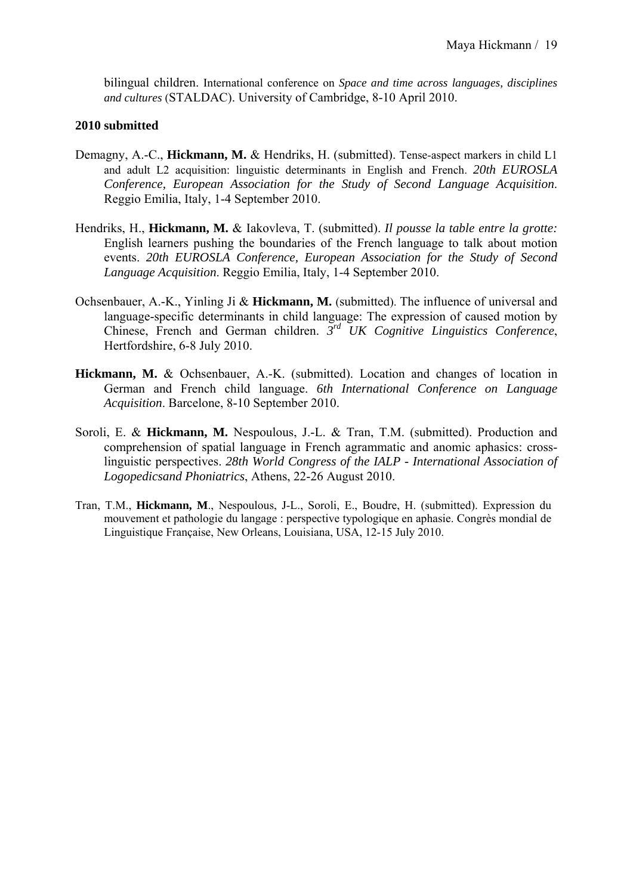bilingual children. International conference on *Space and time across languages, disciplines and cultures* (STALDAC). University of Cambridge, 8-10 April 2010.

**2010 submitted**

Demagny, A.-C., **Hickmann, M.** & Hendriks, H. (submitted). Tense-aspect markers in child L1 and adult L2 acquisition: linguistic determinants in English and French. *20th EUROSLA Conference, European Association for the Study of Second Language Acquisition*. Reggio Emilia, Italy, 1-4 September 2010.

Hendriks, H., **Hickmann, M.** & Iakovleva, T. (submitted). *Il pousse la table entre la grotte:* English learners pushing the boundaries of the French language to talk about motion events. *20th EUROSLA Conference, European Association for the Study of Second Language Acquisition*. Reggio Emilia, Italy, 1-4 September 2010.

Ochsenbauer, A.-K., Yinling Ji & **Hickmann, M.** (submitted). The influence of universal and language-specific determinants in child language: The expression of caused motion by Chinese, French and German children. *3rd UK Cognitive Linguistics Conference*, Hertfordshire, 6-8 July 2010.

**Hickmann, M.** & Ochsenbauer, A.-K. (submitted). Location and changes of location in German and French child language. *6th International Conference on Language Acquisition*. Barcelone, 8-10 September 2010.

Soroli, E. & **Hickmann, M.** Nespoulous, J.-L. & Tran, T.M. (submitted). Production and comprehension of spatial language in French agrammatic and anomic aphasics: cross-linguistic perspectives. *28th World Congress of the IALP - International Association of Logopedicsand Phoniatrics*, Athens, 22-26 August 2010.

Tran, T.M., **Hickmann, M**., Nespoulous, J-L., Soroli, E., Boudre, H. (submitted). Expression du mouvement et pathologie du langage : perspective typologique en aphasie. Congrès mondial de Linguistique Française, New Orleans, Louisiana, USA, 12-15 July 2010.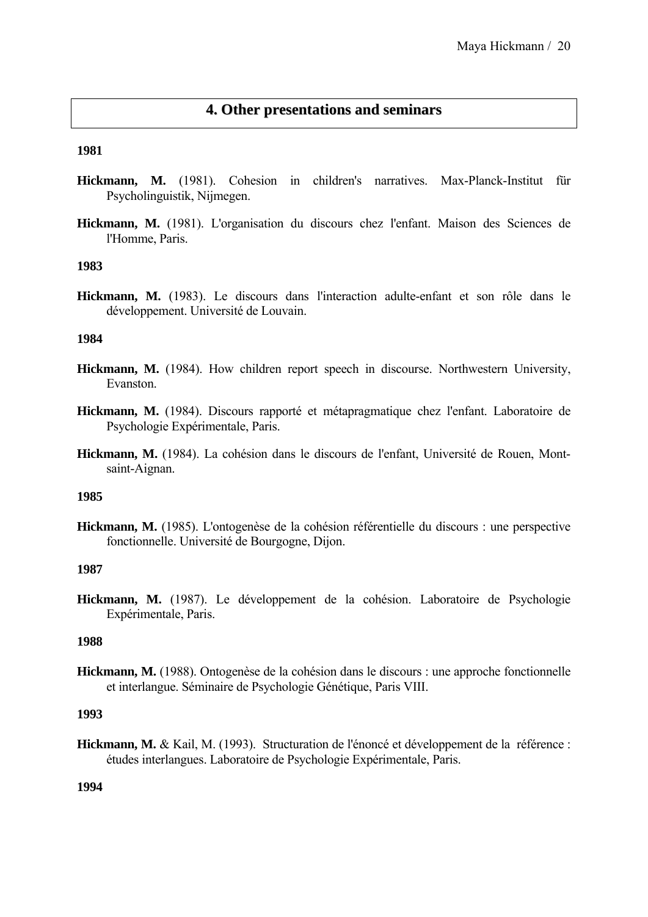## 4. Other presentations and seminars

**1981**

**Hickmann, M.** (1981). Cohesion in children's narratives. Max-Planck-Institut für Psycholinguistik, Nijmegen.

**Hickmann, M.** (1981). L'organisation du discours chez l'enfant. Maison des Sciences de l'Homme, Paris.

**1983**

**Hickmann, M.** (1983). Le discours dans l'interaction adulte-enfant et son rôle dans le développement. Université de Louvain.

**1984**

**Hickmann, M.** (1984). How children report speech in discourse. Northwestern University, Evanston.

**Hickmann, M.** (1984). Discours rapporté et métapragmatique chez l'enfant. Laboratoire de Psychologie Expérimentale, Paris.

**Hickmann, M.** (1984). La cohésion dans le discours de l'enfant, Université de Rouen, Mont-saint-Aignan.

**1985**

**Hickmann, M.** (1985). L'ontogenèse de la cohésion référentielle du discours : une perspective fonctionnelle. Université de Bourgogne, Dijon.

**1987**

**Hickmann, M.** (1987). Le développement de la cohésion. Laboratoire de Psychologie Expérimentale, Paris.

**1988**

**Hickmann, M.** (1988). Ontogenèse de la cohésion dans le discours : une approche fonctionnelle et interlangue. Séminaire de Psychologie Génétique, Paris VIII.

**1993**

**Hickmann, M.** & Kail, M. (1993). Structuration de l'énoncé et développement de la référence : études interlangues. Laboratoire de Psychologie Expérimentale, Paris.

**1994**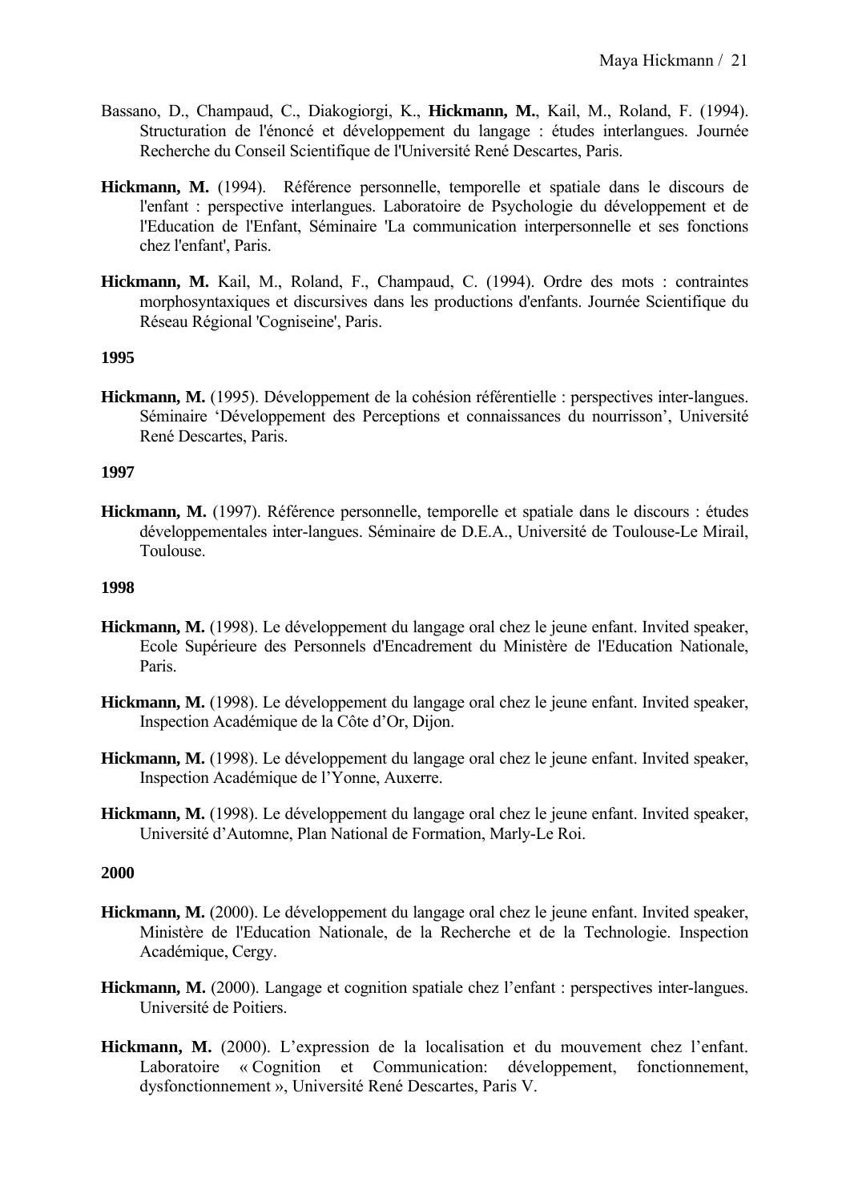Bassano, D., Champaud, C., Diakogiorgi, K., **Hickmann, M.**, Kail, M., Roland, F. (1994). Structuration de l'énoncé et développement du langage : études interlangues. Journée Recherche du Conseil Scientifique de l'Université René Descartes, Paris.

**Hickmann, M.** (1994). Référence personnelle, temporelle et spatiale dans le discours de l'enfant : perspective interlangues. Laboratoire de Psychologie du développement et de l'Education de l'Enfant, Séminaire 'La communication interpersonnelle et ses fonctions chez l'enfant', Paris.

**Hickmann, M.** Kail, M., Roland, F., Champaud, C. (1994). Ordre des mots : contraintes morphosyntaxiques et discursives dans les productions d'enfants. Journée Scientifique du Réseau Régional 'Cogniseine', Paris.

**1995**

**Hickmann, M.** (1995). Développement de la cohésion référentielle : perspectives inter-langues. Séminaire 'Développement des Perceptions et connaissances du nourrisson', Université René Descartes, Paris.

**1997**

**Hickmann, M.** (1997). Référence personnelle, temporelle et spatiale dans le discours : études développementales inter-langues. Séminaire de D.E.A., Université de Toulouse-Le Mirail, Toulouse.

**1998**

**Hickmann, M.** (1998). Le développement du langage oral chez le jeune enfant. Invited speaker, Ecole Supérieure des Personnels d'Encadrement du Ministère de l'Education Nationale, Paris.

**Hickmann, M.** (1998). Le développement du langage oral chez le jeune enfant. Invited speaker, Inspection Académique de la Côte d'Or, Dijon.

**Hickmann, M.** (1998). Le développement du langage oral chez le jeune enfant. Invited speaker, Inspection Académique de l'Yonne, Auxerre.

**Hickmann, M.** (1998). Le développement du langage oral chez le jeune enfant. Invited speaker, Université d'Automne, Plan National de Formation, Marly-Le Roi.

**2000**

**Hickmann, M.** (2000). Le développement du langage oral chez le jeune enfant. Invited speaker, Ministère de l'Education Nationale, de la Recherche et de la Technologie. Inspection Académique, Cergy.

**Hickmann, M.** (2000). Langage et cognition spatiale chez l'enfant : perspectives inter-langues. Université de Poitiers.

**Hickmann, M.** (2000). L'expression de la localisation et du mouvement chez l'enfant. Laboratoire « Cognition et Communication: développement, fonctionnement, dysfonctionnement », Université René Descartes, Paris V.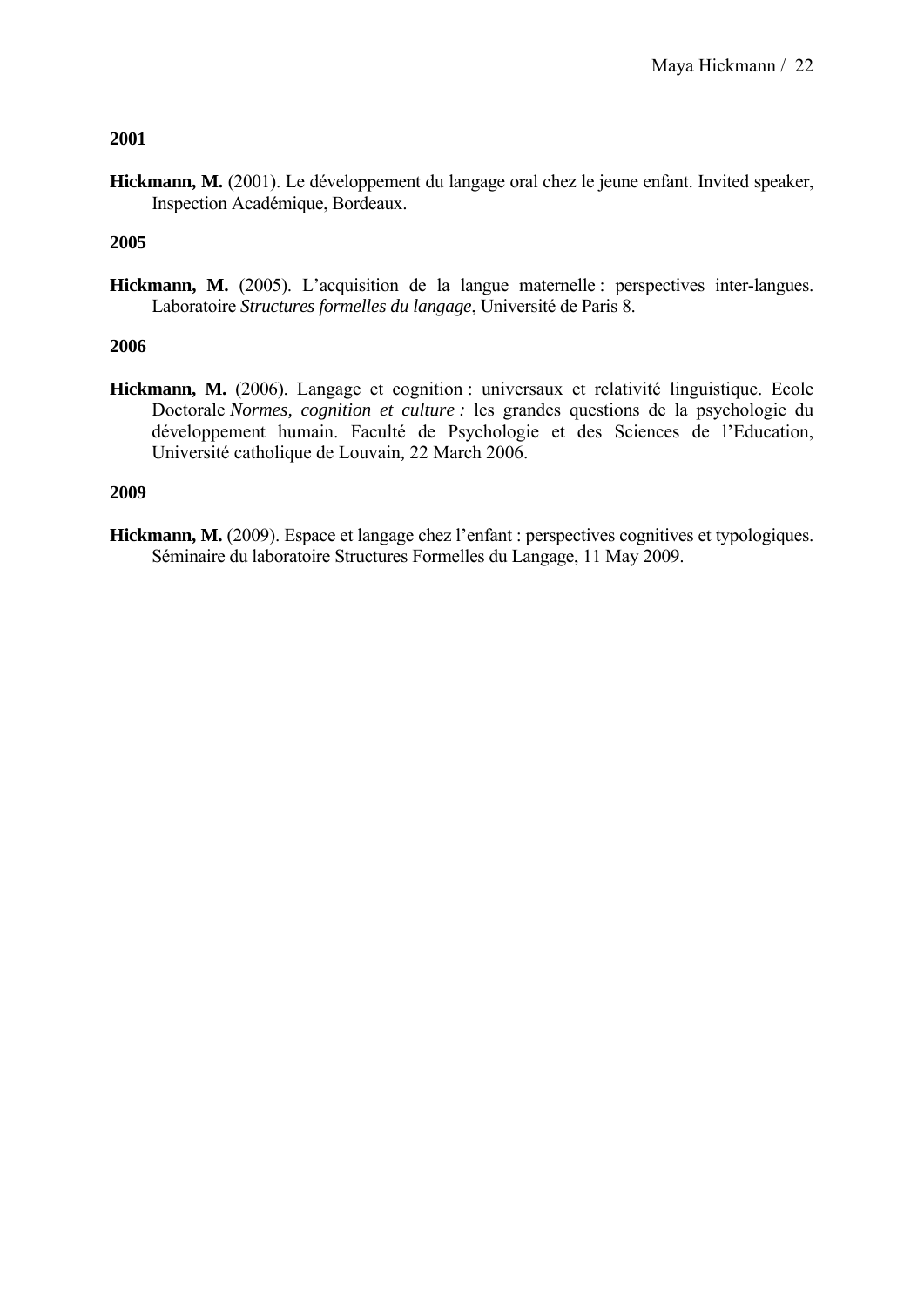**2001**

**Hickmann, M.** (2001). Le développement du langage oral chez le jeune enfant. Invited speaker, Inspection Académique, Bordeaux.

**2005**

**Hickmann, M.** (2005). L'acquisition de la langue maternelle : perspectives inter-langues. Laboratoire *Structures formelles du langage*, Université de Paris 8.

**2006**

**Hickmann, M.** (2006). Langage et cognition : universaux et relativité linguistique. Ecole Doctorale *Normes, cognition et culture :* les grandes questions de la psychologie du développement humain. Faculté de Psychologie et des Sciences de l'Education, Université catholique de Louvain, 22 March 2006.

**2009**

**Hickmann, M.** (2009). Espace et langage chez l'enfant : perspectives cognitives et typologiques. Séminaire du laboratoire Structures Formelles du Langage, 11 May 2009.